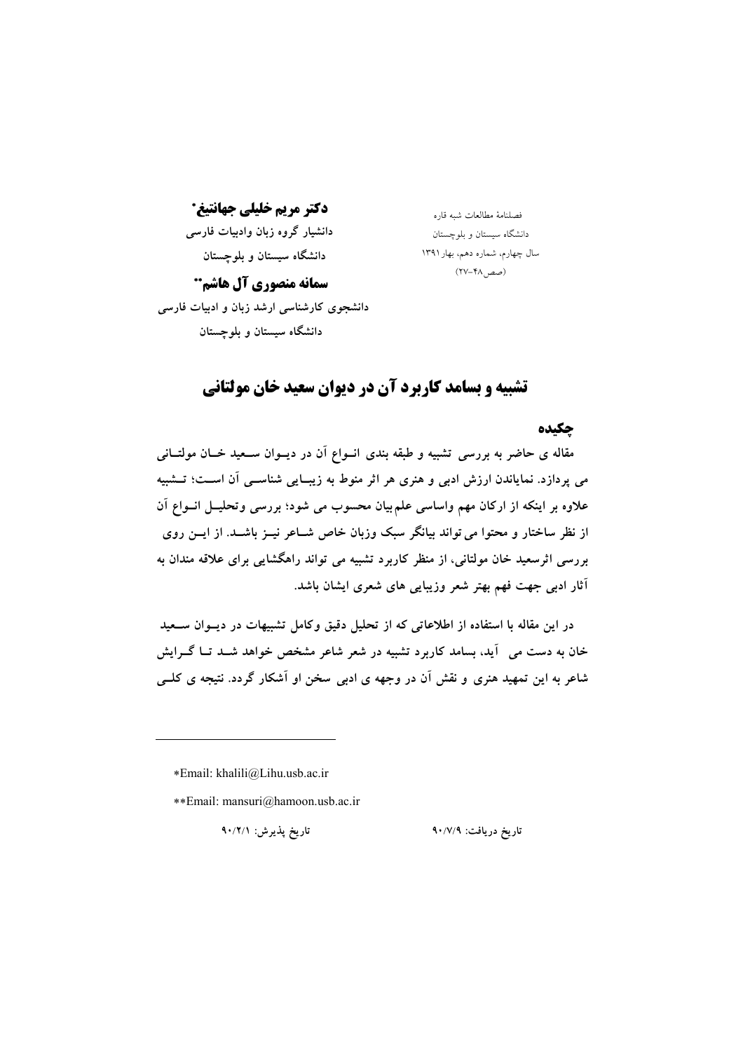فصلنامهٔ مطالعات شبه قاره
دانشگاه سیستان و بلوچستان
سال چهارم، شماره دهم، بهار ۱۳۹۱
(صص ۴۸-۲۷)

**دکتر مریم خلیلی جهانتیغ***
**دانشیار گروه زبان وادبیات فارسی**
**دانشگاه سیستان و بلوچستان**

**سمانه منصوری آل هاشم****
**دانشجوی کارشناسی ارشد زبان و ادبیات فارسی**
**دانشگاه سیستان و بلوچستان**

# تشبیه و بسامد کاربرد آن در دیوان سعید خان مولتانی

## چکیده

**مقاله ی حاضر به بررسی تشبیه و طبقه بندی انواع آن در دیوان سعید خان مولتانی می پردازد. نمایاندن ارزش ادبی و هنری هر اثر منوط به زیبایی شناسی آن است؛ تشبیه علاوه بر اینکه از ارکان مهم واساسی علم بیان محسوب می شود؛ بررسی وتحلیل انواع آن از نظر ساختار و محتوا می تواند بیانگر سبک وزبان خاص شاعر نیز باشد. از این روی بررسی اثرسعید خان مولتانی، از منظر کاربرد تشبیه می تواند راهگشایی برای علاقه مندان به آثار ادبی جهت فهم بهتر شعر وزیبایی های شعری ایشان باشد.**

**در این مقاله با استفاده از اطلاعاتی که از تحلیل دقیق وکامل تشبیهات در دیوان سعید خان به دست می آید، بسامد کاربرد تشبیه در شعر شاعر مشخص خواهد شد تا گرایش شاعر به این تمهید هنری و نقش آن در وجهه ی ادبی سخن او آشکار گردد. نتیجه ی کلی**

---

*Email: khalili@Lihu.usb.ac.ir

**Email: mansuri@hamoon.usb.ac.ir

تاریخ دریافت: ۹۰/۷/۹ تاریخ پذیرش: ۹۰/۲/۱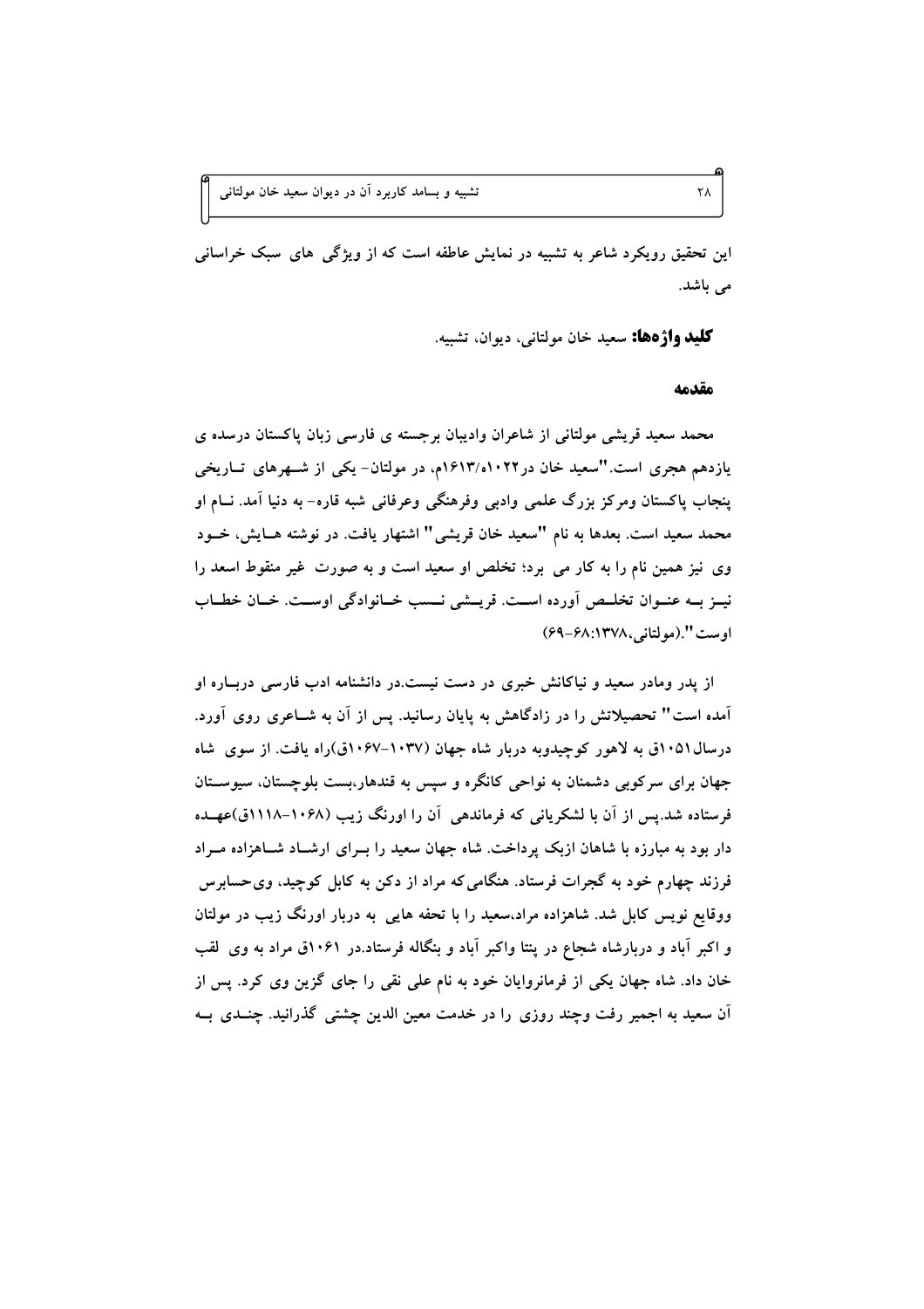این تحقیق رویکرد شاعر به تشبیه در نمایش عاطفه است که از ویژگی های سبک خراسانی می باشد.

**کلید واژه‌ها:** سعید خان مولتانی، دیوان، تشبیه.

## مقدمه

محمد سعید قریشی مولتانی از شاعران وادیبان برجسته ی فارسی زبان پاکستان درسده ی یازدهم هجری است."سعید خان در۱۰۲۲ه/۱۶۱۳م، در مولتان- یکی از شهرهای تاریخی پنجاب پاکستان ومرکز بزرگ علمی وادبی وفرهنگی وعرفانی شبه قاره- به دنیا آمد. نام او محمد سعید است. بعدها به نام "سعید خان قریشی" اشتهار یافت. در نوشته هایش، خود وی نیز همین نام را به کار می برد؛ تخلص او سعید است و به صورت غیر منقوط اسعد را نیز به عنوان تخلص آورده است. قریشی نسب خانوادگی اوست. خان خطاب اوست".(مولتانی،۱۳۷۸:۶۸-۶۹)

از پدر ومادر سعید و نیاکانش خبری در دست نیست.در دانشنامه ادب فارسی درباره او آمده است" **تحصیلاتش** را در زادگاهش به پایان رسانید. پس از آن به شاعری روی آورد. درسال۱۰۵۱ق به لاهور کوچیدوبه دربار شاه جهان (۱۰۳۷-۱۰۶۷ق)راه یافت. از سوی شاه جهان برای سرکوبی دشمنان به نواحی کانگره و سپس به قندهار،بست بلوچستان، سیوستان فرستاده شد.پس از آن با لشکریانی که فرماندهی آن را اورنگ زیب (۱۰۶۸-۱۱۱۸ق)عهده دار بود به مبارزه با شاهان ازبک پرداخت. شاه جهان سعید را برای ارشاد شاهزاده مراد فرزند چهارم خود به گجرات فرستاد. هنگامی‌که مراد از دکن به کابل کوچید، وی‌حسابرس ووقایع نویس کابل شد. شاهزاده مراد،سعید را با تحفه هایی به دربار اورنگ زیب در مولتان و اکبر آباد و دربارشاه شجاع در پتنا واکبر آباد و بنگاله فرستاد.در ۱۰۶۱ق مراد به وی لقب خان داد. شاه جهان یکی از فرمانروایان خود به نام علی نقی را جای گزین وی کرد. پس از آن سعید به اجمیر رفت وچند روزی را در خدمت معین الدین چشتی گذرانید. چندی به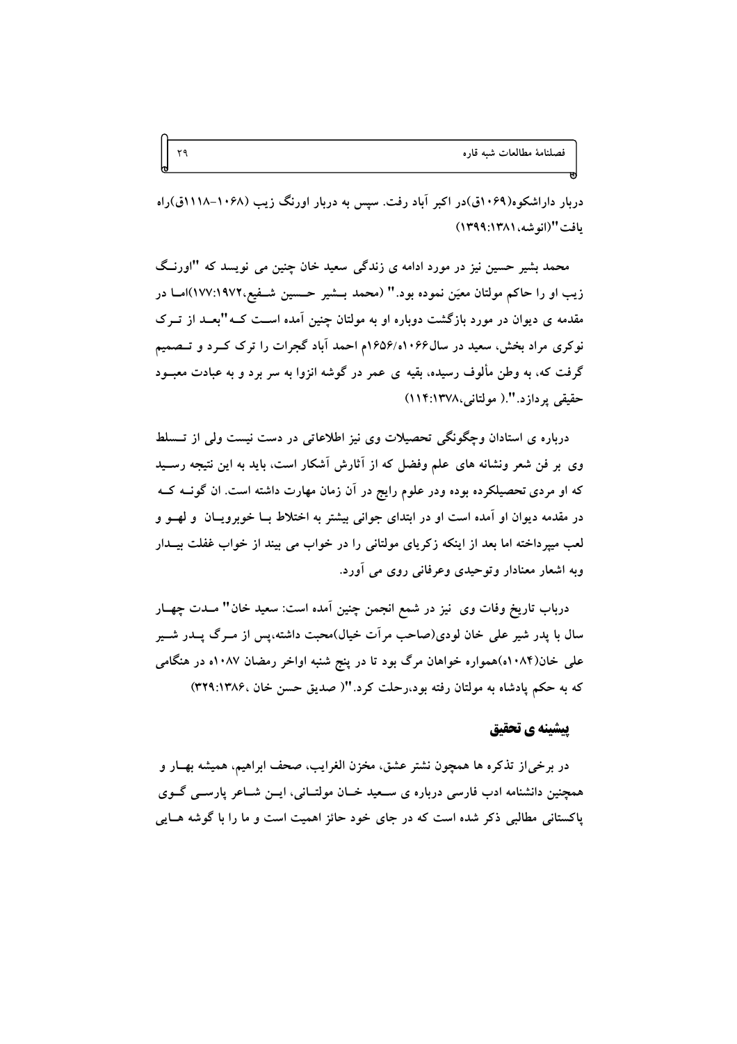دربار داراشکوه(۱۰۶۹ق)در اکبر آباد رفت. سپس به دربار اورنگ زیب (۱۰۶۸-۱۱۱۸ق)راه یافت"(انوشه،۱۳۹۹:۱۳۸۱)

محمد بشیر حسین نیز در مورد ادامه ی زندگی سعید خان چنین می نویسد که "اورنگ زیب او را حاکم مولتان معیَن نموده بود." (محمد بشیر حسین شفیع،۱۷۷:۱۹۷۲)اما در مقدمه ی دیوان در مورد بازگشت دوباره او به مولتان چنین آمده است که "بعد از ترک نوکری مراد بخش، سعید در سال۱۰۶۶ه/۱۶۵۶م احمد آباد گجرات را ترک کرد و تصمیم گرفت که، به وطن مألوف رسیده، بقیه ی عمر در گوشه انزوا به سر برد و به عبادت معبود حقیقی پردازد.".( مولتانی،۱۱۴:۱۳۷۸)

درباره ی استادان وچگونگی تحصیلات وی نیز اطلاعاتی در دست نیست ولی از تسلط وی بر فن شعر ونشانه های علم وفضل که از آثارش آشکار است، باید به این نتیجه رسید که او مردی تحصیلکرده بوده ودر علوم رایج در آن زمان مهارت داشته است. ان گونه که در مقدمه دیوان او آمده است او در ابتدای جوانی بیشتر به اختلاط با خوبرویان و لهو و لعب میپرداخته اما بعد از اینکه زکریای مولتانی را در خواب می بیند از خواب غفلت بیدار وبه اشعار معنادار وتوحیدی وعرفانی روی می آورد.

درباب تاریخ وفات وی نیز در شمع انجمن چنین آمده است: سعید خان" مدت چهار سال با پدر شیر علی خان لودی(صاحب مرآت خیال)محبت داشته،پس از مرگ پدر شیر علی خان(۱۰۸۴ه)همواره خواهان مرگ بود تا در پنج شنبه اواخر رمضان ۱۰۸۷ه در هنگامی که به حکم پادشاه به مولتان رفته بود،رحلت کرد."( صدیق حسن خان ،۳۲۹:۱۳۸۶)

## پیشینه ی تحقیق

در برخی‌از تذکره ها همچون نشتر عشق، مخزن الغرایب، صحف ابراهیم، همیشه بهار و همچنین دانشنامه ادب فارسی درباره ی سعید خان مولتانی، این شاعر پارسی گوی پاکستانی مطالبی ذکر شده است که در جای خود حائز اهمیت است و ما را با گوشه هایی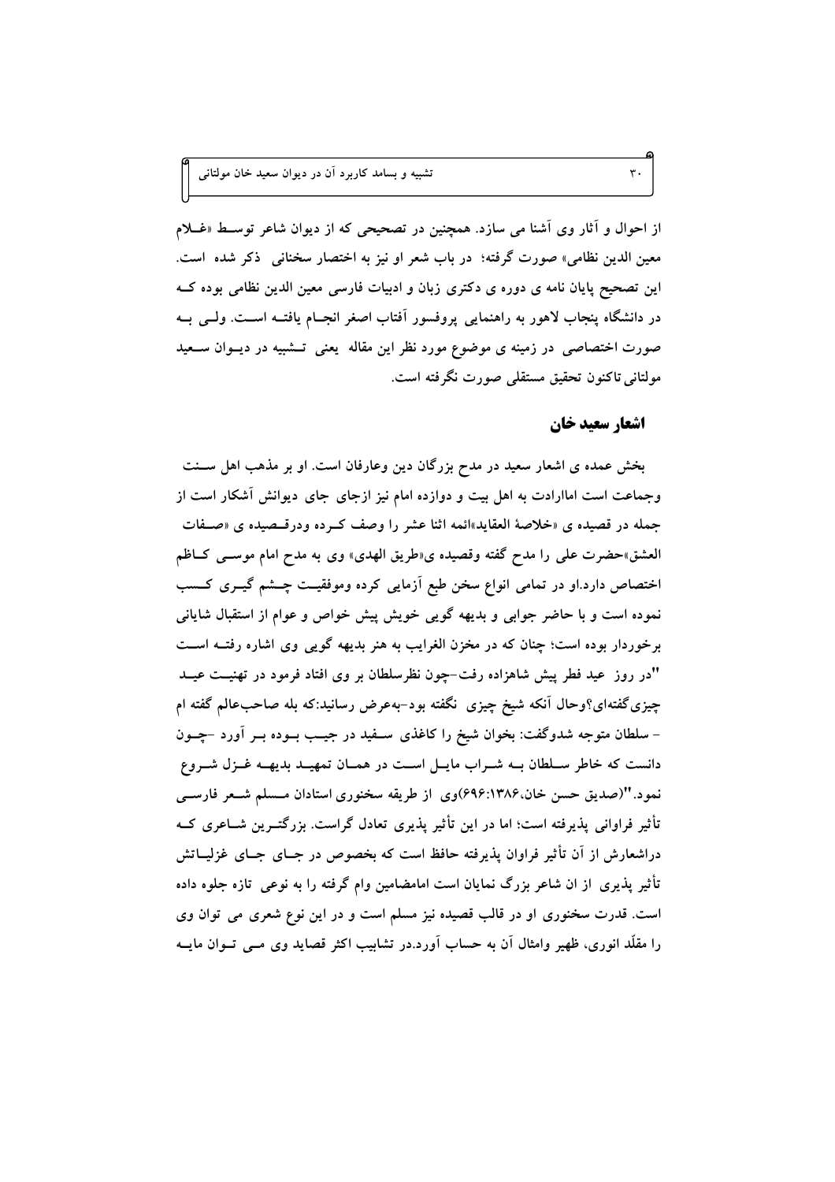از احوال و آثار وی آشنا می سازد. همچنین در تصحیحی که از دیوان شاعر توسط «غـلام معین الدین نظامی» صورت گرفته؛ در باب شعر او نیز به اختصار سخنانی ذکر شده است. این تصحیح پایان نامه ی دوره ی دکتری زبان و ادبیات فارسی معین الدین نظامی بوده کـه در دانشگاه پنجاب لاهور به راهنمایی پروفسور آفتاب اصغر انجـام یافتـه اسـت. ولـی بـه صورت اختصاصی در زمینه ی موضوع مورد نظر این مقاله یعنی تـشبیه در دیـوان سـعید مولتانی تاکنون تحقیق مستقلی صورت نگرفته است.

## اشعار سعید خان

بخش عمده ی اشعار سعید در مدح بزرگان دین وعارفان است. او بر مذهب اهل سـنت وجماعت است اماارادت به اهل بیت و دوازده امام نیز ازجای جای دیوانش آشکار است از جمله در قصیده ی «خلاصة العقاید»ائمه اثنا عشر را وصف کـرده ودرقـصیده ی «صـفات العشق»حضرت علی را مدح گفته وقصیده ی«طریق الهدی» وی به مدح امام موسـی کـاظم اختصاص دارد.او در تمامی انواع سخن طبع آزمایی کرده وموفقیـت چـشم گیـری کـسب نموده است و با حاضر جوابی و بدیهه گویی خویش پیش خواص و عوام از استقبال شایانی برخوردار بوده است؛ چنان که در مخزن الغرایب به هنر بدیهه گویی وی اشاره رفتـه اسـت "در روز عید فطر پیش شاهزاده رفت–چون نظرسلطان بر وی افتاد فرمود در تهنیـت عیـد چیزیگفته‌ای؟وحال آنکه شیخ چیزی نگفته بود–به‌عرض رسانید:که بله صاحب‌عالم گفته ام – سلطان متوجه شدوگفت: بخوان شیخ را کاغذی سـفید در جیـب بـوده بـر آورد –چـون دانست که خاطر سـلطان بـه شـراب مایـل اسـت در همـان تمهیـد بدیهـه غـزل شـروع نمود."(صدیق حسن خان،۱۳۸۶:۶۹۶)وی از طریقه سخنوری استادان مـسلم شـعر فارسـی تأثیر فراوانی پذیرفته است؛ اما در این تأثیر پذیری تعادل گراست. بزرگتـرین شـاعری کـه دراشعارش از آن تأثیر فراوان پذیرفته حافظ است که بخصوص در جـای جـای غزلیـاتش تأثیر پذیری از ان شاعر بزرگ نمایان است امامضامین وام گرفته را به نوعی تازه جلوه داده است. قدرت سخنوری او در قالب قصیده نیز مسلم است و در این نوع شعری می توان وی را مقلّد انوری، ظهیر وامثال آن به حساب آورد.در تشابیب اکثر قصاید وی مـی تـوان مایـه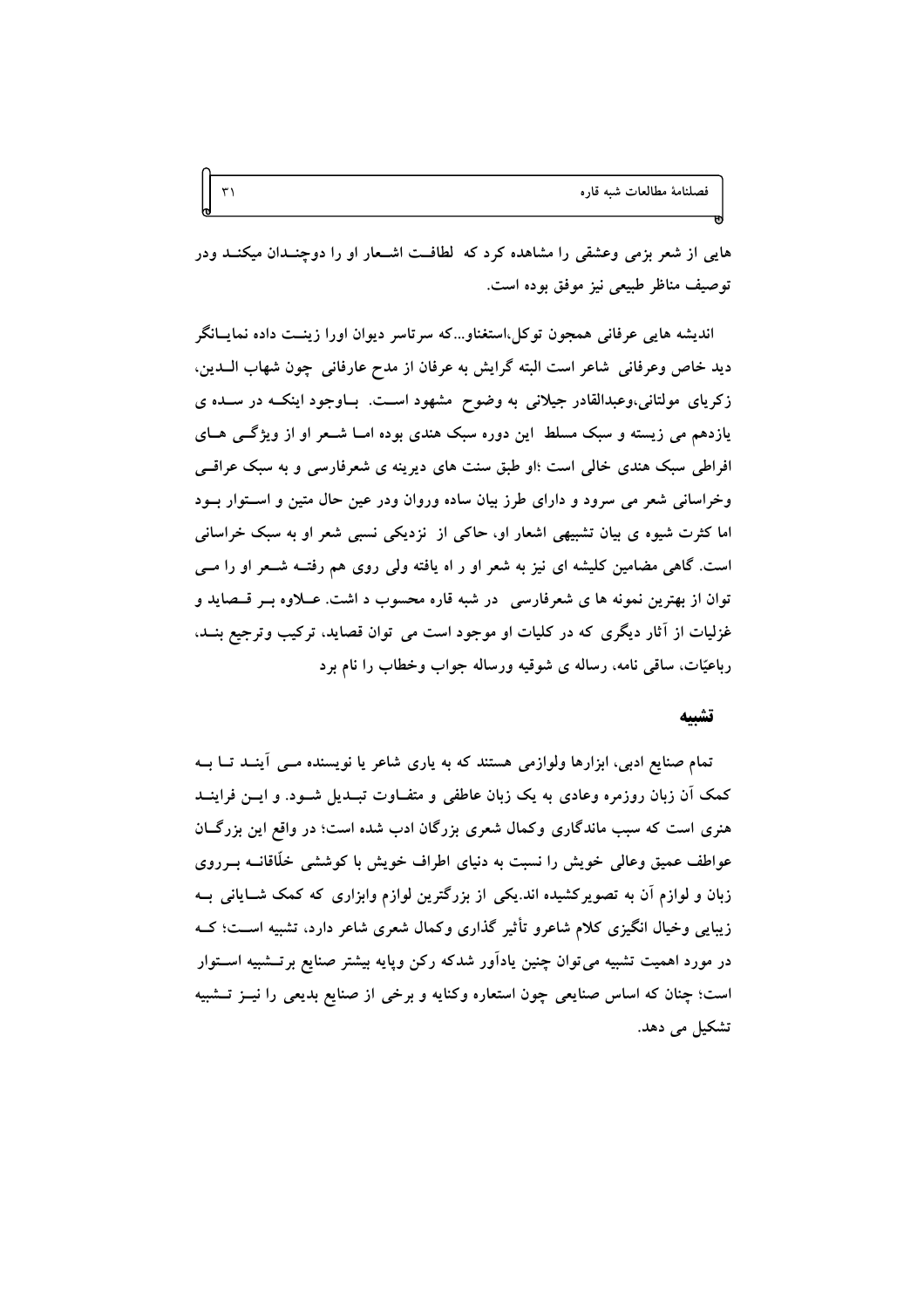هایی از شعر بزمی وعشقی را مشاهده کرد که لطافت اشعار او را دوچندان میکند ودر توصیف مناظر طبیعی نیز موفق بوده است.

اندیشه هایی عرفانی همچون توکل،استغناو...که سرتاسر دیوان اورا زینت داده نمایانگر دید خاص وعرفانی شاعر است البته گرایش به عرفان از مدح عارفانی چون شهاب الدین، زکریای مولتانی،وعبدالقادر جیلانی به وضوح مشهود است. باوجود اینکه در سده ی یازدهم می زیسته و سبک مسلط این دوره سبک هندی بوده اما شعر او از ویژگی های افراطی سبک هندی خالی است ؛او طبق سنت های دیرینه ی شعرفارسی و به سبک عراقی وخراسانی شعر می سرود و دارای طرز بیان ساده وروان ودر عین حال متین و استوار بود اما کثرت شیوه ی بیان تشبیهی اشعار او، حاکی از نزدیکی نسبی شعر او به سبک خراسانی است. گاهی مضامین کلیشه ای نیز به شعر او ر اه یافته ولی روی هم رفته شعر او را می توان از بهترین نمونه ها ی شعرفارسی در شبه قاره محسوب د اشت. علاوه بر قصاید و غزلیات از آثار دیگری که در کلیات او موجود است می توان قصاید، ترکیب وترجیع بند، رباعیّات، ساقی نامه، رساله ی شوقیه ورساله جواب وخطاب را نام برد

## تشبیه

تمام صنایع ادبی، ابزارها ولوازمی هستند که به یاری شاعر یا نویسنده می آیند تا به کمک آن زبان روزمره وعادی به یک زبان عاطفی و متفاوت تبدیل شود. و این فرایند هنری است که سبب ماندگاری وکمال شعری بزرگان ادب شده است؛ در واقع این بزرگان عواطف عمیق وعالی خویش را نسبت به دنیای اطراف خویش با کوششی خلّاقانه برروی زبان و لوازم آن به تصویرکشیده اند.یکی از بزرگترین لوازم وابزاری که کمک شایانی به زیبایی وخیال انگیزی کلام شاعرو تأثیر گذاری وکمال شعری شاعر دارد، تشبیه است؛ که در مورد اهمیت تشبیه می‌توان چنین یادآور شدکه رکن وپایه بیشتر صنایع برتشبیه استوار است؛ چنان که اساس صنایعی چون استعاره وکنایه و برخی از صنایع بدیعی را نیز تشبیه تشکیل می دهد.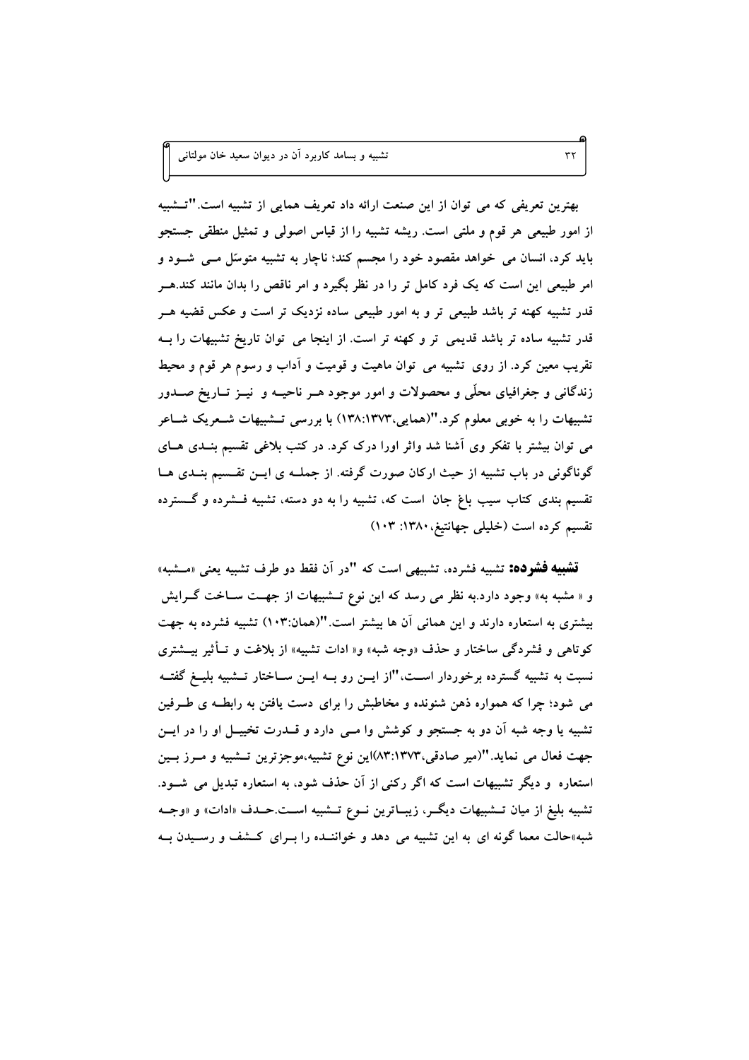بهترین تعریفی که می توان از این صنعت ارائه داد تعریف همایی از تشبیه است. "تشبیه از امور طبیعی هر قوم و ملتی است. ریشه تشبیه را از قیاس اصولی و تمثیل منطقی جستجو باید کرد، انسان می خواهد مقصود خود را مجسم کند؛ ناچار به تشبیه متوسّل می شود و امر طبیعی این است که یک فرد کامل تر را در نظر بگیرد و امر ناقص را بدان مانند کند.هر قدر تشبیه کهنه تر باشد طبیعی تر و به امور طبیعی ساده نزدیک تر است و عکس قضیه هر قدر تشبیه ساده تر باشد قدیمی تر و کهنه تر است. از اینجا می توان تاریخ تشبیهات را به تقریب معین کرد. از روی تشبیه می توان ماهیت و قومیت و آداب و رسوم هر قوم و محیط زندگانی و جغرافیای محلّی و محصولات و امور موجود هر ناحیه و نیز تاریخ صدور تشبیهات را به خوبی معلوم کرد."(همایی،۱۳۷۳:۱۳۸) با بررسی تشبیهات شعریک شاعر می توان بیشتر با تفکر وی آشنا شد واثر اورا درک کرد. در کتب بلاغی تقسیم بندی های گوناگونی در باب تشبیه از حیث ارکان صورت گرفته. از جمله ی این تقسیم بندی ها تقسیم بندی کتاب سیب باغ جان است که، تشبیه را به دو دسته، تشبیه فشرده و گسترده تقسیم کرده است (خلیلی جهانتیغ،۱۳۸۰: ۱۰۳)

**تشبیه فشرده:** تشبیه فشرده، تشبیهی است که "در آن فقط دو طرف تشبیه یعنی «مشبه» و « مشبه به» وجود دارد.به نظر می رسد که این نوع تشبیهات از جهت ساخت گرایش بیشتری به استعاره دارند و این همانی آن ها بیشتر است."(همان:۱۰۳) تشبیه فشرده به جهت کوتاهی و فشردگی ساختار و حذف «وجه شبه» و« ادات تشبیه» از بلاغت و تأثیر بیشتری نسبت به تشبیه گسترده برخوردار است،"از این رو به این ساختار تشبیه بلیغ گفته می شود؛ چرا که همواره ذهن شنونده و مخاطبش را برای دست یافتن به رابطه ی طرفین تشبیه یا وجه شبه آن دو به جستجو و کوشش وا می دارد و قدرت تخییل او را در این جهت فعال می نماید."(میر صادقی،۱۳۷۳:۸۳)این نوع تشبیه،موجزترین تشبیه و مرز بین استعاره و دیگر تشبیهات است که اگر رکنی از آن حذف شود، به استعاره تبدیل می شود. تشبیه بلیغ از میان تشبیهات دیگر، زیباترین نوع تشبیه است.حذف «ادات» و «وجه شبه»حالت معما گونه ای به این تشبیه می دهد و خواننده را برای کشف و رسیدن به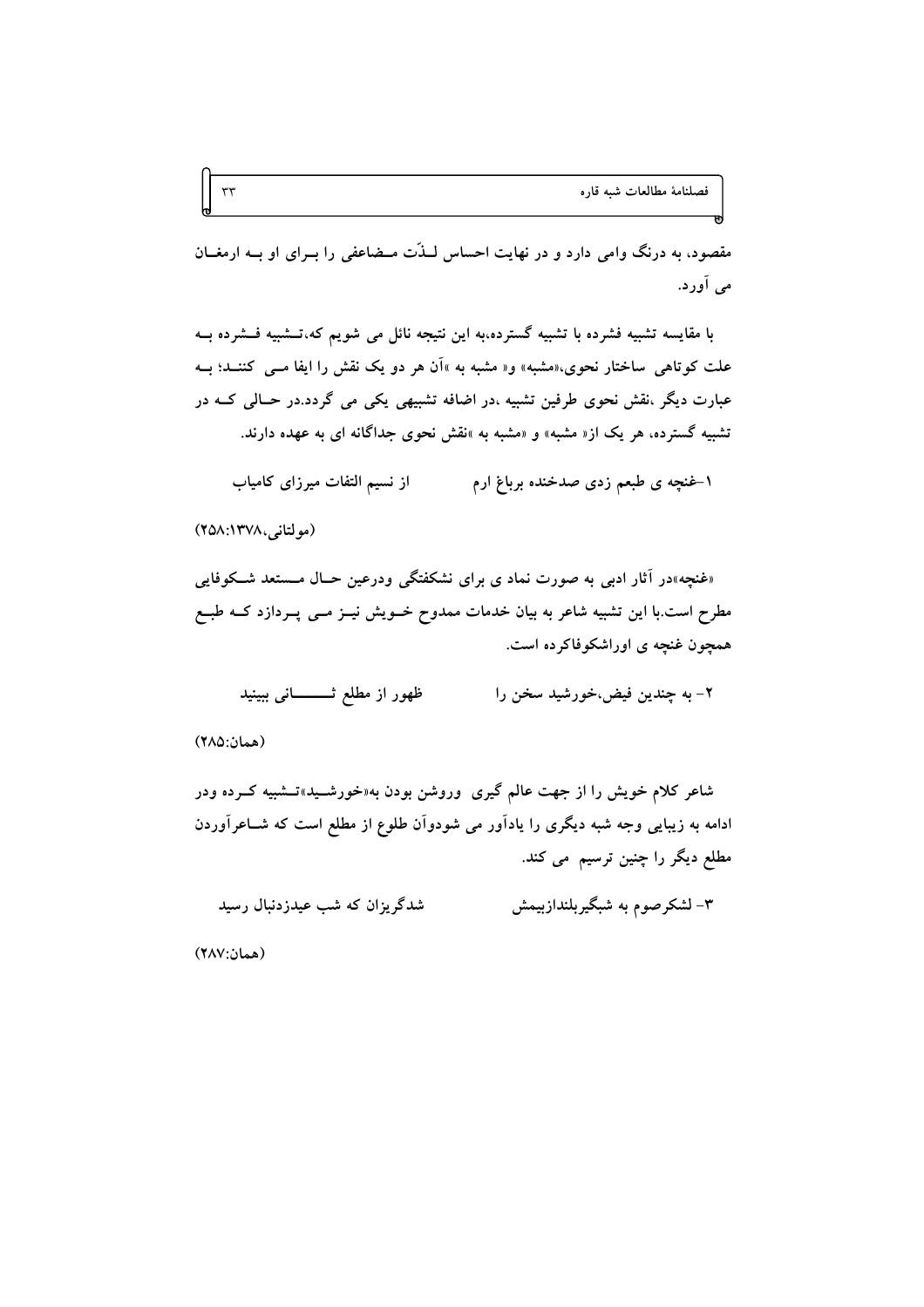مقصود، به درنگ وامی دارد و در نهایت احساس لـذّت مـضاعفی را بـرای او بـه ارمغـان می آورد.

با مقایسه تشبیه فشرده با تشبیه گسترده،به این نتیجه نائل می شویم که،تـشبیه فـشرده بـه علت کوتاهی ساختار نحوی،«مشبه» و« مشبه به »آن هر دو یک نقش را ایفا مـی کننـد؛ بـه عبارت دیگر ،نقش نحوی طرفین تشبیه ،در اضافه تشبیهی یکی می گردد.در حـالی کـه در تشبیه گسترده، هر یک از« مشبه» و «مشبه به »نقش نحوی جداگانه ای به عهده دارند.

۱-غنچه ی طبعم زدی صدخنده برباغ ارم　　　　از نسیم التفات میرزای کامیاب

(مولتانی،۱۳۷۸:۲۵۸)

«غنچه»در آثار ادبی به صورت نماد ی برای نشکفتگی ودرعین حـال مـستعد شـکوفایی مطرح است.با این تشبیه شاعر به بیان خدمات ممدوح خـویش نیـز مـی پـردازد کـه طبـع همچون غنچه ی اوراشکوفاکرده است.

۲- به چندین فیض،خورشید سخن را　　　　ظهور از مطلع ثـــــانی ببینید

(همان:۲۸۵)

شاعر کلام خویش را از جهت عالم گیری وروشن بودن به«خورشـید»تـشبیه کـرده ودر ادامه به زیبایی وجه شبه دیگری را یادآور می شودوآن طلوع از مطلع است که شـاعرآوردن مطلع دیگر را چنین ترسیم می کند.

۳- لشکرصوم به شبگیربلندازبیمش　　　　شدگریزان که شب عیدزدنبال رسید

(همان:۲۸۷)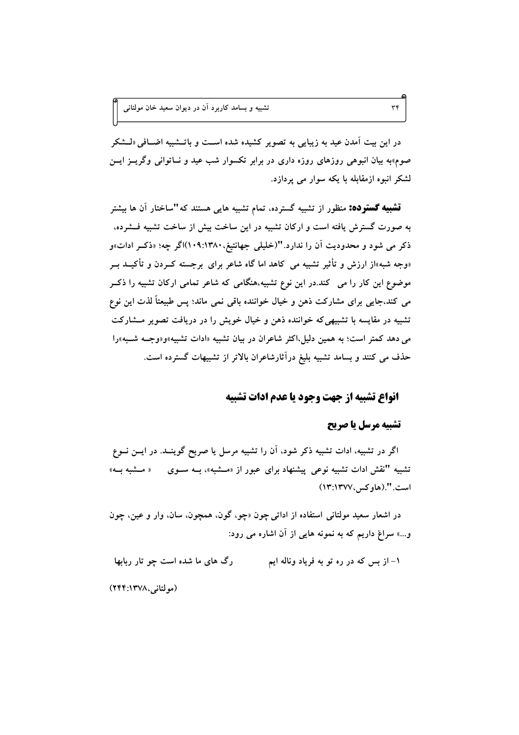در این بیت آمدن عید به زیبایی به تصویر کشیده شده است و باتشبیه اضافی «لشکر صوم»به بیان انبوهی روزهای روزه داری در برابر تکسوار شب عید و ناتوانی وگریز این لشکر انبوه ازمقابله با یکه سوار می پردازد.

**تشبیه گسترده:** منظور از تشبیه گسترده، تمام تشبیه هایی هستند که"ساختار آن ها بیشتر به صورت گسترش یافته است و ارکان تشبیه در این ساخت بیش از ساخت تشبیه فشرده، ذکر می شود و محدودیت آن را ندارد."(خلیلی جهانتیغ،۱۰۹:۱۳۸۰)اگر چه؛ «ذکر ادات»و «وجه شبه»از ارزش و تأثیر تشبیه می کاهد اما گاه شاعر برای برجسته کردن و تأکید بر موضوع این کار را می کند.در این نوع تشبیه،هنگامی که شاعر تمامی ارکان تشبیه را ذکر می کند،جایی برای مشارکت ذهن و خیال خواننده باقی نمی ماند؛ پس طبیعتاً لذت این نوع تشبیه در مقایسه با تشبیهی‌که خواننده ذهن و خیال خویش را در دریافت تصویر مشارکت می دهد کمتر است؛ به همین دلیل،اکثر شاعران در بیان تشبیه «ادات تشبیه»و«وجه شبه»را حذف می کنند و بسامد تشبیه بلیغ درآثارشاعران بالاتر از تشبیهات گسترده است.

## انواع تشبیه از جهت وجود یا عدم ادات تشبیه

### تشبیه مرسل یا صریح

اگر در تشبیه، ادات تشبیه ذکر شود، آن را تشبیه مرسل یا صریح گویند. در این نوع تشبیه "نقش ادات تشبیه نوعی پیشنهاد برای عبور از «مشبه»، به سوی « مشبه به» است.".(هاوکس،۱۳:۱۳۷۷)

در اشعار سعید مولتانی استفاده از اداتی چون «چو، گون، همچون، سان، وار و عین، چون و...» سراغ داریم که به نمونه هایی از آن اشاره می رود:

۱- از بس که در ره تو به فریاد وناله ایم     رگ های ما شده است چو تار ربابها

(مولتانی،۲۴۴:۱۳۷۸)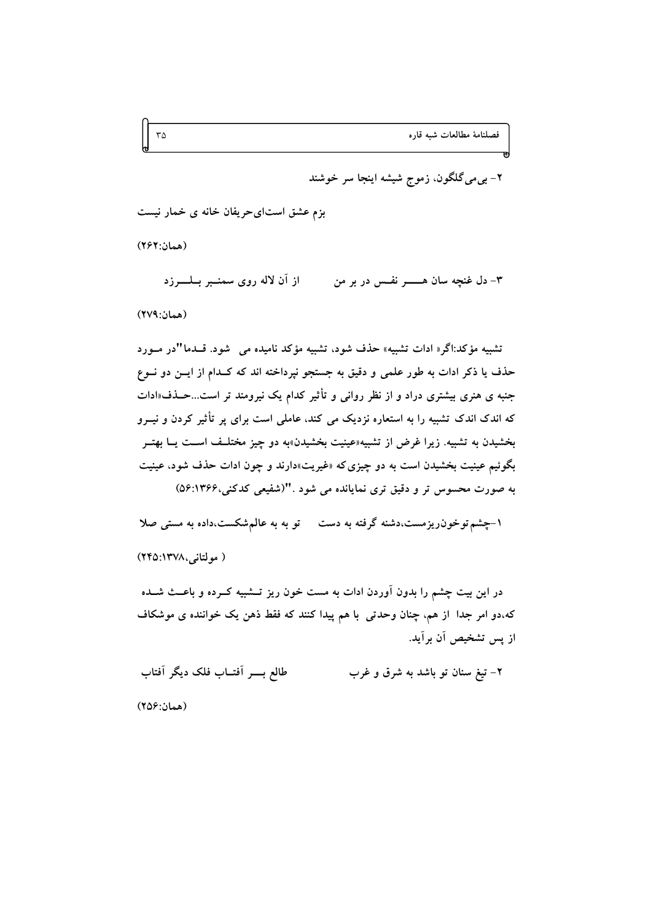۲- بی‌می گلگون، زموج شیشه اینجا سر خوشند

بزم عشق است‌ای‌حریفان خانه ی خمار نیست

(همان:۲۶۲)

۳- دل غنچه سان هـــر نفـس در بر من        از آن لاله روی سمنـبر بـلـــرزد

(همان:۲۷۹)

تشبیه مؤکد:اگر« ادات تشبیه» حذف شود، تشبیه مؤکد نامیده می شود. قـدما"در مـورد حذف یا ذکر ادات به طور علمی و دقیق به جستجو نپرداخته اند که کـدام از ایـن دو نـوع جنبه ی هنری بیشتری دراد و از نظر روانی و تأثیر کدام یک نیرومند تر است...حـذف«ادات که اندک اندک تشبیه را به استعاره نزدیک می کند، عاملی است برای پر تأثیر کردن و نیـرو بخشیدن به تشبیه. زیرا غرض از تشبیه«عینیت بخشیدن»به دو چیز مختلـف اسـت یـا بهتـر بگوئیم عینیت بخشیدن است به دو چیزی‌که «غیریت»دارند و چون ادات حذف شود، عینیت به صورت محسوس تر و دقیق تری نمایانده می شود ."(شفیعی کدکنی،۱۳۶۶:۵۶)

۱-چشم‌توخون‌ریزمست،دشنه گرفته به دست      تو به به عالم‌شکست،داده به مستی صلا

( مولتانی،۱۳۷۸:۲۴۵)

در این بیت چشم را بدون آوردن ادات به مست خون ریز تـشبیه کـرده و باعـث شـده که،دو امر جدا از هم، چنان وحدتی با هم پیدا کنند که فقط ذهن یک خواننده ی موشکاف از پس تشخیص آن برآید.

۲- تیغ سنان تو باشد به شرق و غرب        طالع بـــر آفتـاب فلک دیگر آفتاب

(همان:۲۵۶)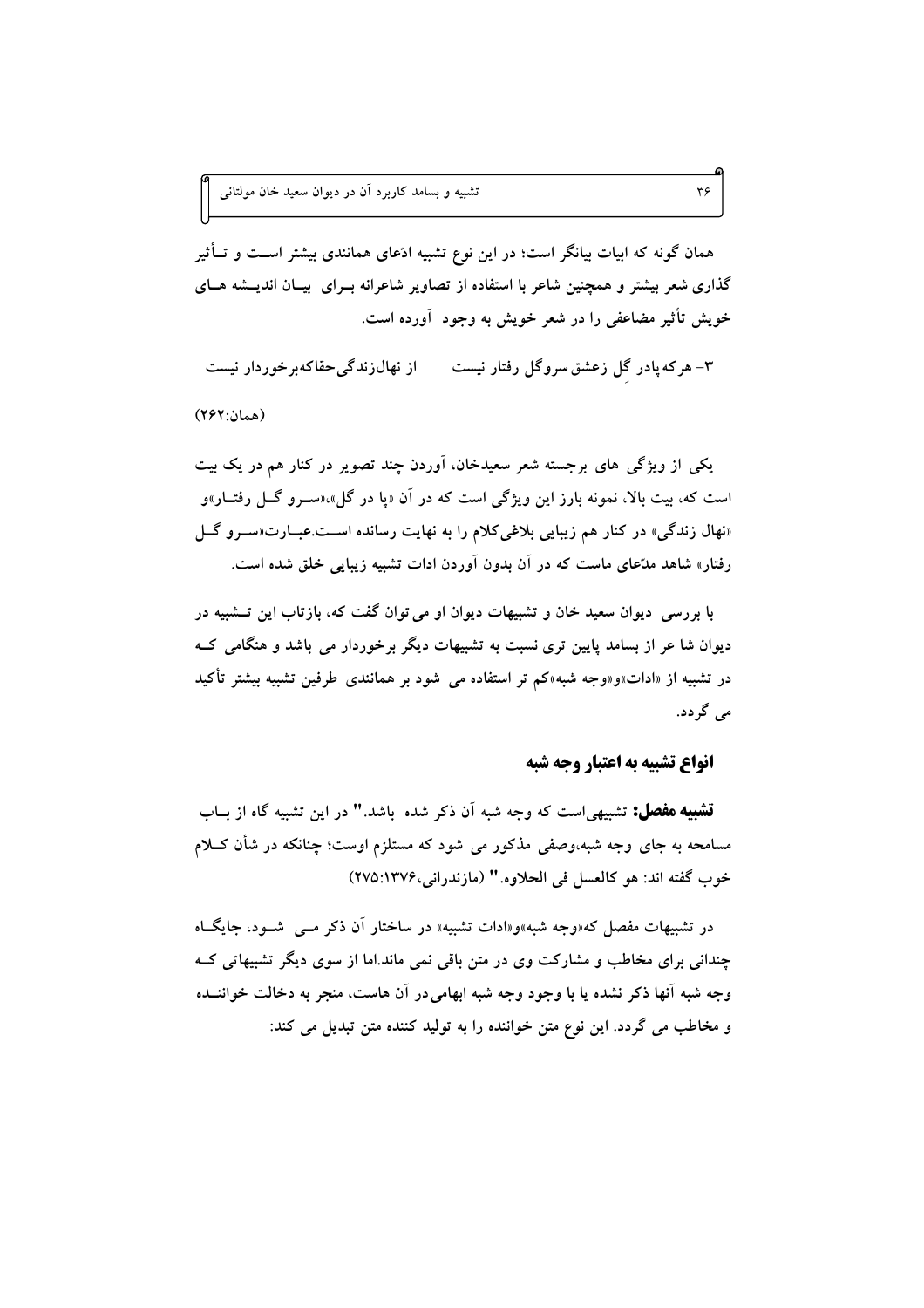همان گونه که ابیات بیانگر است؛ در این نوع تشبیه ادّعای همانندی بیشتر اســت و تــأثیر گذاری شعر بیشتر و همچنین شاعر با استفاده از تصاویر شاعرانه بــرای بیــان اندیــشه هــای خویش تأثیر مضاعفی را در شعر خویش به وجود آورده است.

۳- هر که پادر گِل زعشق سروگل رفتار نیست &nbsp;&nbsp;&nbsp;&nbsp; از نهال‌زندگی‌حقاکه‌برخوردار نیست

(همان:۲۶۲)

یکی از ویژگی های برجسته شعر سعیدخان، آوردن چند تصویر در کنار هم در یک بیت است که، بیت بالا، نمونه بارز این ویژگی است که در آن «پا در گل»،«ســرو گــل رفتــار»و «نهال زندگی» در کنار هم زیبایی بلاغی‌کلام را به نهایت رسانده اســت.عبــارت«ســرو گــل رفتار» شاهد مدّعای ماست که در آن بدون آوردن ادات تشبیه زیبایی خلق شده است.

با بررسی دیوان سعید خان و تشبیهات دیوان او می توان گفت که، بازتاب این تــشبیه در دیوان شا عر از بسامد پایین تری نسبت به تشبیهات دیگر برخوردار می باشد و هنگامی کــه در تشبیه از «ادات»و«وجه شبه»کم تر استفاده می شود بر همانندی طرفین تشبیه بیشتر تأکید می گردد.

## انواع تشبیه به اعتبار وجه شبه

**تشبیه مفصل:** تشبیهی‌است که وجه شبه آن ذکر شده باشد." در این تشبیه گاه از بــاب مسامحه به جای وجه شبه،وصفی مذکور می شود که مستلزم اوست؛ چنانکه در شأن کــلام خوب گفته اند: هو کالعسل فی الحلاوه." (مازندرانی،۱۳۷۶:۲۷۵)

در تشبیهات مفصل که«وجه شبه»و«ادات تشبیه» در ساختار آن ذکر مــی شــود، جایگــاه چندانی برای مخاطب و مشارکت وی در متن باقی نمی ماند.اما از سوی دیگر تشبیهاتی کــه وجه شبه آنها ذکر نشده یا با وجود وجه شبه ابهامی‌در آن هاست، منجر به دخالت خواننــده و مخاطب می گردد. این نوع متن خواننده را به تولید کننده متن تبدیل می کند: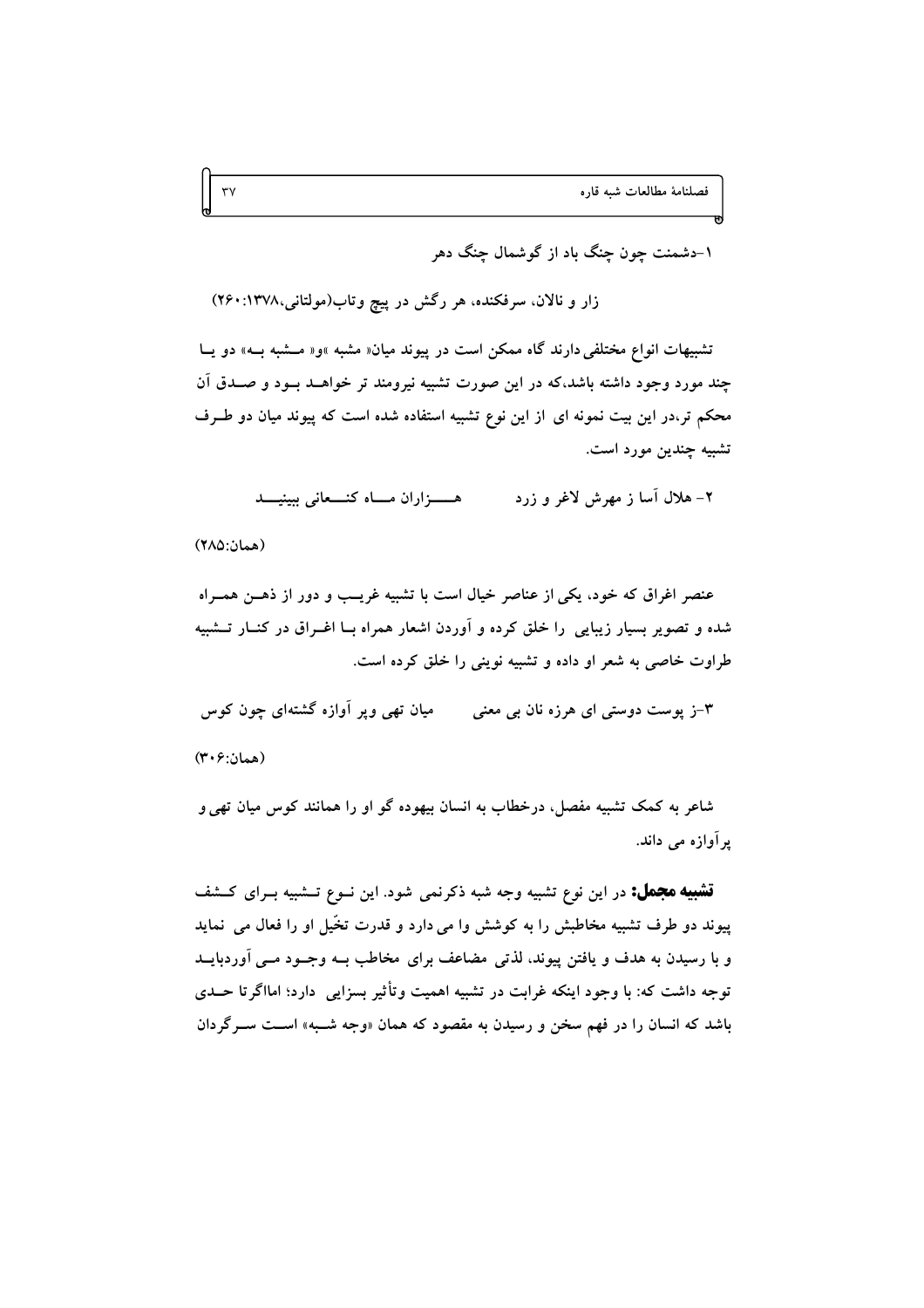۱-دشمنت چون چنگ باد از گوشمال چنگ دهر

زار و نالان، سرفکنده، هر رگش در پیچ وتاب(مولتانی،۱۳۷۸: ۲۶۰)

تشبیهات انواع مختلفی دارند گاه ممکن است در پیوند میان« مشبه »و« مشبه به» دو یا چند مورد وجود داشته باشد،که در این صورت تشبیه نیرومند تر خواهد بود و صدق آن محکم تر،در این بیت نمونه ای از این نوع تشبیه استفاده شده است که پیوند میان دو طرف تشبیه چندین مورد است.

۲- هلال آسا ز مهرش لاغر و زرد          هزاران ماه کنعانی ببینید

(همان:۲۸۵)

عنصر اغراق که خود، یکی از عناصر خیال است با تشبیه غریب و دور از ذهن همراه شده و تصویر بسیار زیبایی را خلق کرده و آوردن اشعار همراه با اغراق در کنار تشبیه طراوت خاصی به شعر او داده و تشبیه نوینی را خلق کرده است.

۳-ز پوست دوستی ای هرزه نان بی معنی          میان تهی وپر آوازه گشته‌ای چون کوس

(همان:۳۰۶)

شاعر به کمک تشبیه مفصل، درخطاب به انسان بیهوده گو او را همانند کوس میان تهی و پرآوازه می داند.

**تشبیه مجمل:** در این نوع تشبیه وجه شبه ذکرنمی شود. این نوع تشبیه برای کشف پیوند دو طرف تشبیه مخاطبش را به کوشش وا می دارد و قدرت تخّیل او را فعال می نماید و با رسیدن به هدف و یافتن پیوند، لذتی مضاعف برای مخاطب به وجود می آوردباید توجه داشت که: با وجود اینکه غرابت در تشبیه اهمیت وتأثیر بسزایی دارد؛ اما اگرتا حدی باشد که انسان را در فهم سخن و رسیدن به مقصود که همان «وجه شبه» است سرگردان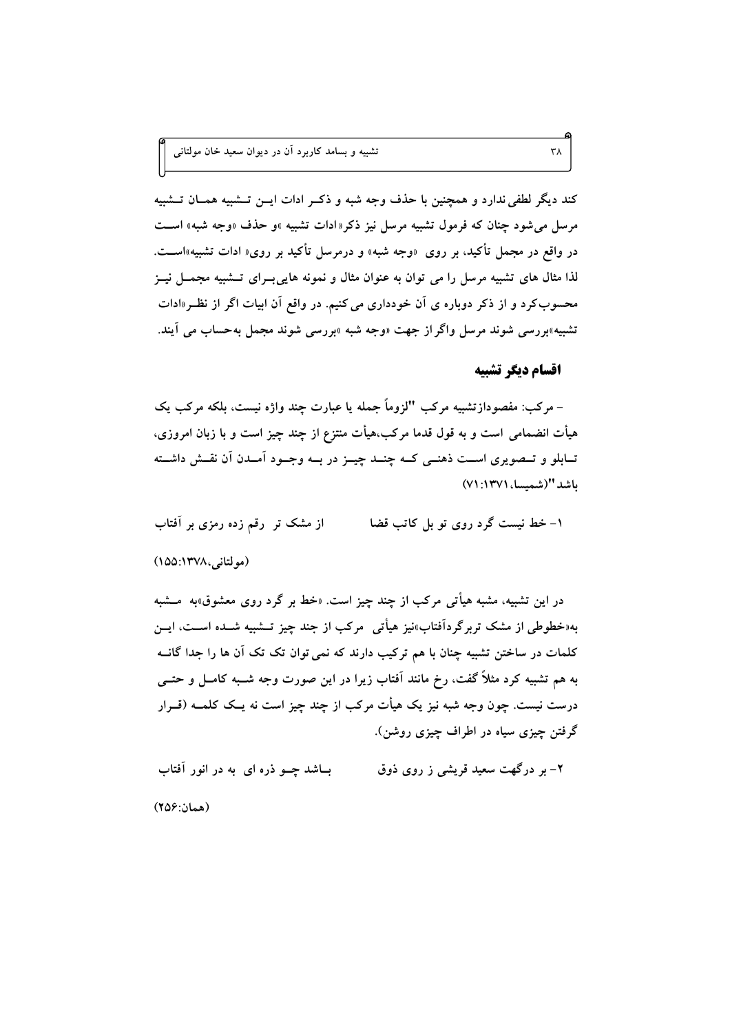کند دیگر لطفی ندارد و همچنین با حذف وجه شبه و ذکر ادات این تشبیه همان تشبیه مرسل می‌شود چنان که فرمول تشبیه مرسل نیز ذکر«ادات تشبیه »و حذف «وجه شبه» است در واقع در مجمل تأکید، بر روی «وجه شبه» و درمرسل تأکید بر روی« ادات تشبیه»است. لذا مثال های تشبیه مرسل را می توان به عنوان مثال و نمونه هایی‌برای تشبیه مجمل نیز محسوب‌کرد و از ذکر دوباره ی آن خودداری می کنیم. در واقع آن ابیات اگر از نظر«ادات تشبیه»بررسی شوند مرسل واگراز جهت «وجه شبه »بررسی شوند مجمل به‌حساب می آیند.

## اقسام دیگر تشبیه

- مرکب: مفصوداز‌تشبیه مرکب "لزوماً جمله یا عبارت چند واژه نیست، بلکه مرکب یک هیأت انضمامی است و به قول قدما مرکب،هیأت منتزع از چند چیز است و با زبان امروزی، تابلو و تصویری است ذهنی که چند چیز در به وجود آمدن آن نقش داشته باشد"(شمیسا، ۱۳۷۱:۷۱)

۱- خط نیست گرد روی تو بل کاتب قضا &nbsp;&nbsp;&nbsp;&nbsp;&nbsp;&nbsp;&nbsp; از مشک تر رقم زده رمزی بر آفتاب

(مولتانی،۱۳۷۸:۱۵۵)

در این تشبیه، مشبه هیأتی مرکب از چند چیز است. «خط بر گرد روی معشوق»به مشبه به«خطوطی از مشک تربرگردآفتاب»نیز هیأتی مرکب از جند چیز تشبیه شده است، این کلمات در ساختن تشبیه چنان با هم ترکیب دارند که نمی توان تک تک آن ها را جدا گانه به هم تشبیه کرد مثلاً گفت، رخ مانند آفتاب زیرا در این صورت وجه شبه کامل و حتی درست نیست. چون وجه شبه نیز یک هیأت مرکب از چند چیز است نه یک کلمه (قرار گرفتن چیزی سیاه در اطراف چیزی روشن).

۲- بر درگهت سعید قریشی ز روی ذوق &nbsp;&nbsp;&nbsp;&nbsp;&nbsp;&nbsp;&nbsp; باشد چو ذره ای به در انور آفتاب

(همان:۲۵۶)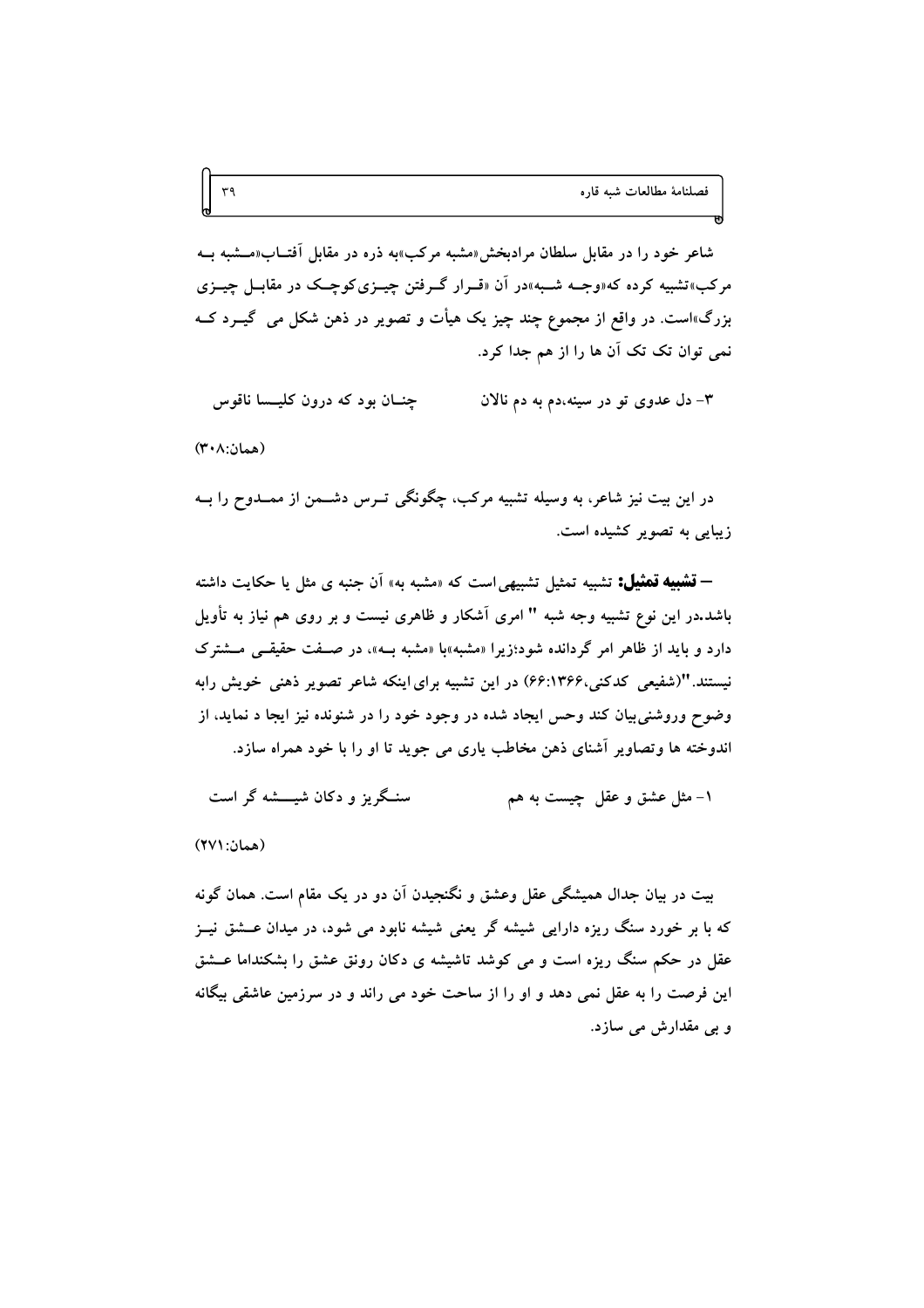شاعر خود را در مقابل سلطان مرادبخش«مشبه مرکب»به ذره در مقابل آفتاب«مشبه به مرکب»تشبیه کرده که«وجه شبه»در آن «قرار گرفتن چیزی کوچک در مقابل چیزی بزرگ»است. در واقع از مجموع چند چیز یک هیأت و تصویر در ذهن شکل می گیرد که نمی توان تک تک آن ها را از هم جدا کرد.

۳- دل عدوی تو در سینه،دم به دم نالان          چنان بود که درون کلیسا ناقوس

(همان:۳۰۸)

در این بیت نیز شاعر، به وسیله تشبیه مرکب، چگونگی ترس دشمن از ممدوح را به زیبایی به تصویر کشیده است.

– **تشبیه تمثیل:** تشبیه تمثیل تشبیهی است که «مشبه به» آن جنبه ی مثل یا حکایت داشته باشد.در این نوع تشبیه وجه شبه " امری آشکار و ظاهری نیست و بر روی هم نیاز به تأویل دارد و باید از ظاهر امر گردانده شود؛زیرا «مشبه»با «مشبه به»، در صفت حقیقی مشترک نیستند."(شفیعی کدکنی،۱۳۶۶:۶۶) در این تشبیه برای اینکه شاعر تصویر ذهنی خویش رابه وضوح وروشنی بیان کند وحس ایجاد شده در وجود خود را در شنونده نیز ایجا د نماید، از اندوخته ها وتصاویر آشنای ذهن مخاطب یاری می جوید تا او را با خود همراه سازد.

۱- مثل عشق و عقل چیست به هم          سنگریز و دکان شیشه گر است

(همان:۲۷۱)

بیت در بیان جدال همیشگی عقل وعشق و نگنجیدن آن دو در یک مقام است. همان گونه که با بر خورد سنگ ریزه دارایی شیشه گر یعنی شیشه نابود می شود، در میدان عشق نیز عقل در حکم سنگ ریزه است و می کوشد تاشیشه ی دکان رونق عشق را بشکنداما عشق این فرصت را به عقل نمی دهد و او را از ساحت خود می راند و در سرزمین عاشقی بیگانه و بی مقدارش می سازد.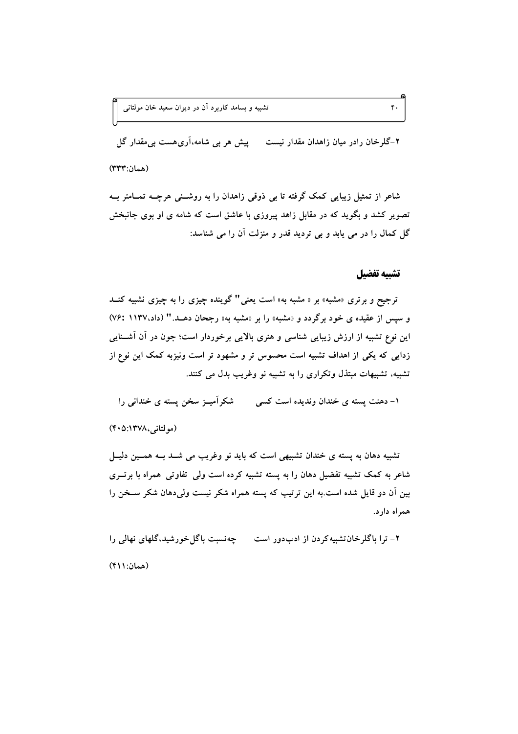۲-گلرخان رادر میان زاهدان مقدار نیست      پیش هر بی شامه،آری‌هست بی‌مقدار گل

(همان:۳۳۳)

شاعر از تمثیل زیبایی کمک گرفته تا بی ذوقی زاهدان را به روشنی هرچه تمامتر به تصویر کشد و بگوید که در مقابل زاهد پیروزی با عاشق است که شامه ی او بوی جانبخش گل کمال را در می یابد و بی تردید قدر و منزلت آن را می شناسد:

## تشبیه تفضیل

ترجیح و برتری «مشبه» بر « مشبه به» است یعنی" گوینده چیزی را به چیزی نشبیه کند و سپس از عقیده ی خود برگردد و «مشبه» را بر «مشبه به» رجحان دهد." (داد،۱۱۳۷ :۷۶) این نوع تشبیه از ارزش زیبایی شناسی و هنری بالایی برخوردار است؛ جون در آن آشنایی زدایی که یکی از اهداف تشبیه است محسوس تر و مشهود تر است ونیزبه کمک این نوع از تشبیه، تشبیهات مبتذل وتکراری را به تشبیه نو وغریب بدل می کنند.

۱- دهنت پسته ی خندان وندیده است کسی      شکرآمیز سخن پسته ی خندانی را

(مولتانی،۱۳۷۸:۴۰۵)

تشبیه دهان به پسته ی خندان تشبیهی است که باید نو وغریب می شد به همین دلیل شاعر به کمک تشبیه تفضیل دهان را به پسته تشبیه کرده است ولی تفاوتی همراه با برتری بین آن دو قایل شده است.به این ترتیب که پسته همراه شکر نیست ولی‌دهان شکر سخن را همراه دارد.

۲- ترا باگلرخان‌تشبیه‌کردن از ادب‌دور است      چه‌نسبت باگل‌خورشید،گلهای نهالی را

(همان:۴۱۱)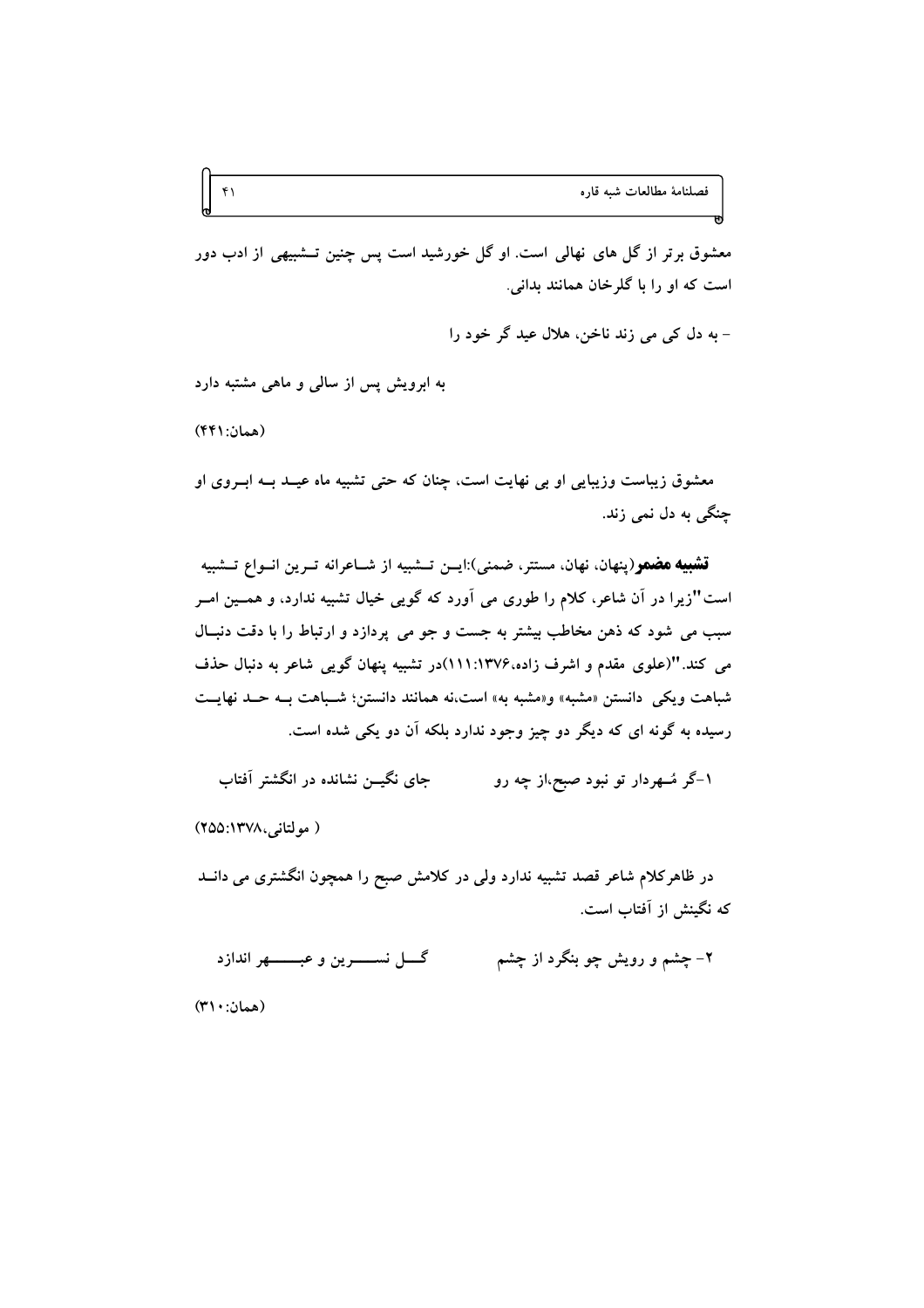معشوق برتر از گل های نهالی است. او گل خورشید است پس چنین تـشبیهی از ادب دور است که او را با گلرخان همانند بدانی.

- به دل کی می زند ناخن، هلال عید گر خود را

به ابرویش پس از سالی و ماهی مشتبه دارد

(همان:۴۴۱)

معشوق زیباست وزیبایی او بی نهایت است، چنان که حتی تشبیه ماه عیـد بـه ابـروی او چنگی به دل نمی زند.

**تشبیه مضمر**(پنهان، نهان، مستتر، ضمنی):ایـن تـشبیه از شـاعرانه تـرین انـواع تـشبیه است"زیرا در آن شاعر، کلام را طوری می آورد که گویی خیال تشبیه ندارد، و همـین امـر سبب می شود که ذهن مخاطب بیشتر به جست و جو می پردازد و ارتباط را با دقت دنبـال می کند."(علوی مقدم و اشرف زاده،۱۳۷۶:۱۱۱)در تشبیه پنهان گویی شاعر به دنبال حذف شباهت ویکی دانستن «مشبه» و«مشبه به» است،نه همانند دانستن؛ شـباهت بـه حـد نهایـت رسیده به گونه ای که دیگر دو چیز وجود ندارد بلکه آن دو یکی شده است.

۱-گر مُـهردار تو نبود صبح،از چه رو　　　جای نگیـن نشانده در انگشتر آفتاب

( مولتانی،۱۳۷۸:۲۵۵)

در ظاهرکلام شاعر قصد تشبیه ندارد ولی در کلامش صبح را همچون انگشتری می دانـد که نگینش از آفتاب است.

۲- چشم و رویش چو بنگرد از چشم　　　گـــل نســــرین و عبــــهر اندازد

(همان:۳۱۰)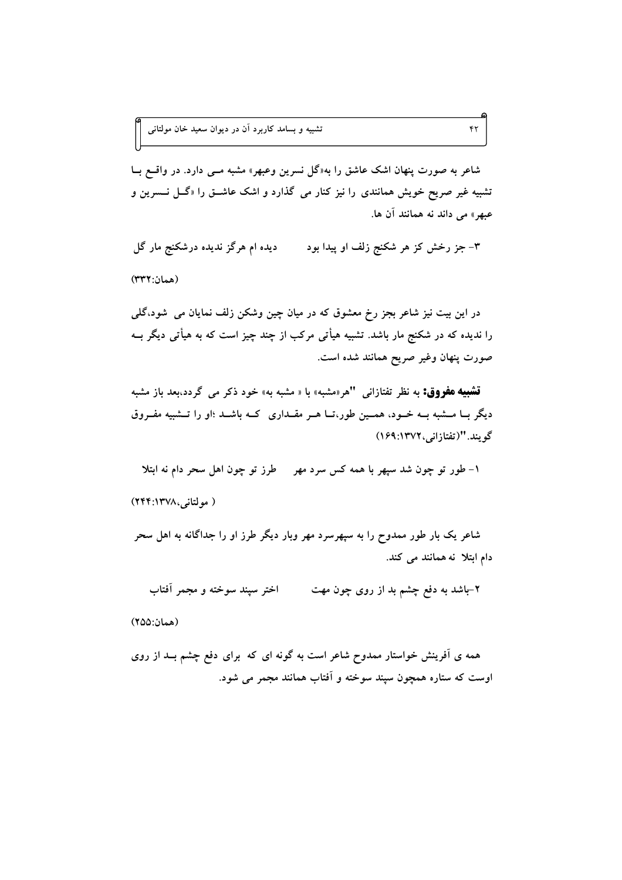شاعر به صورت پنهان اشک عاشق را به«گل نسرین وعبهر» مشبه مـی دارد. در واقـع بـا تشبیه غیر صریح خویش همانندی را نیز کنار می گذارد و اشک عاشـق را «گـل نـسرین و عبهر» می داند نه همانند آن ها.

۳- جز رخش کز هر شکنج زلف او پیدا بود        دیده ام هرگز ندیده درشکنج مار گل

(همان:۳۳۲)

در این بیت نیز شاعر بجز رخ معشوق که در میان چین وشکن زلف نمایان می شود،گلی را ندیده که در شکنج مار باشد. تشبیه هیأتی مرکب از چند چیز است که به هیأتی دیگر بـه صورت پنهان وغیر صریح همانند شده است.

**تشبیه مفروق:** به نظر تفتازانی "هر«مشبه» با « مشبه به» خود ذکر می گردد،بعد باز مشبه دیگر بـا مـشبه بـه خـود، همـین طور،تـا هـر مقـداری کـه باشـد ؛او را تـشبیه مفـروق گویند."(تفتازانی،۱۳۷۲:۱۶۹)

۱- طور تو چون شد سپهر با همه کس سرد مهر      طرز تو چون اهل سحر دام نه ابتلا

( مولتانی،۱۳۷۸:۲۴۴)

شاعر یک بار طور ممدوح را به سپهرسرد مهر وبار دیگر طرز او را جداگانه به اهل سحر دام ابتلا نه همانند می کند.

۲-باشد به دفع چشم بد از روی چون مهت        اختر سپند سوخته و مجمر آفتاب

(همان:۲۵۵)

همه ی آفرینش خواستار ممدوح شاعر است به گونه ای که برای دفع چشم بـد از روی اوست که ستاره همچون سپند سوخته و آفتاب همانند مجمر می شود.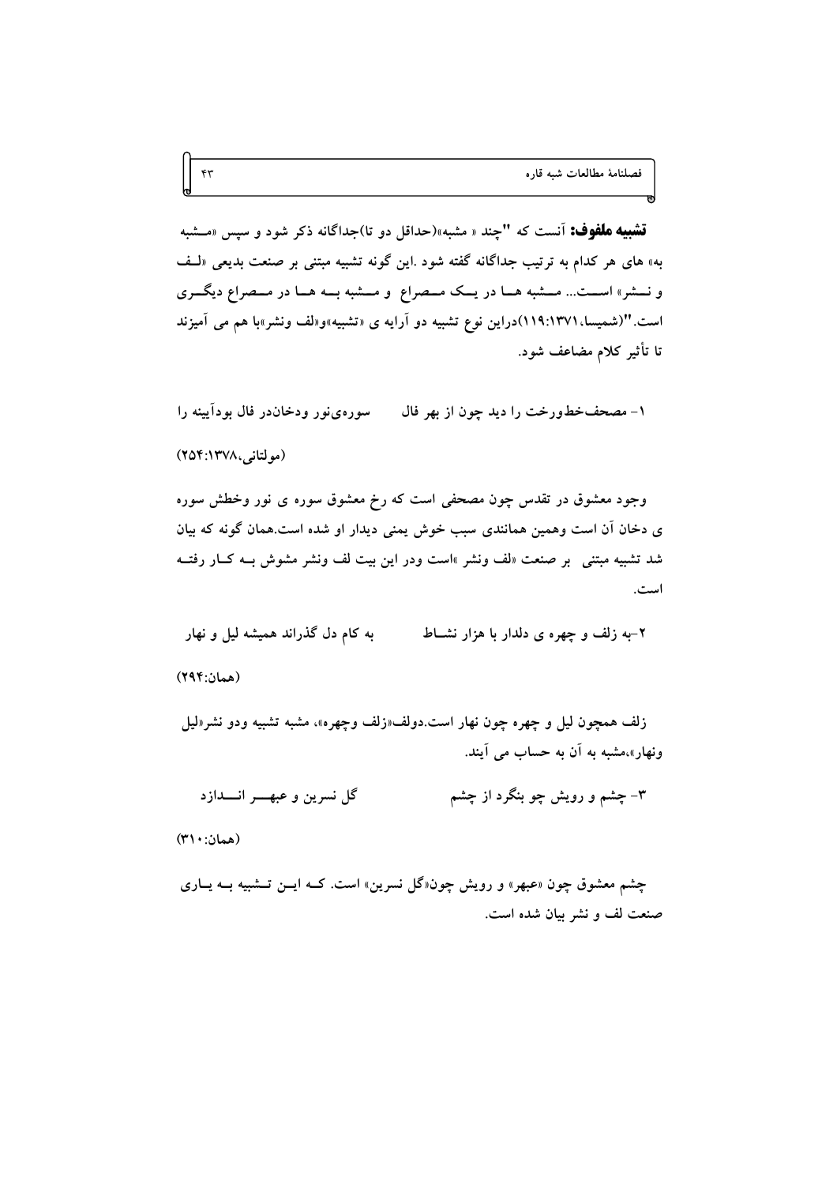**تشبیه ملفوف:** آنست که "چند « مشبه»(حداقل دو تا)جداگانه ذکر شود و سپس «مشبه به» های هر کدام به ترتیب جداگانه گفته شود .این گونه تشبیه مبتنی بر صنعت بدیعی «لف و نشر» است... مشبه ها در یک مصراع و مشبه به ها در مصراع دیگری است."(شمیسا،۱۳۷۱:۱۱۹)دراین نوع تشبیه دو آرایه ی «تشبیه»و«لف ونشر»با هم می آمیزند تا تأثیر کلام مضاعف شود.

۱- مصحف‌خط‌ورخت را دید چون از بهر فال　　سوره‌ی‌نور ودخان‌در فال بودآیینه را

(مولتانی،۱۳۷۸:۲۵۴)

وجود معشوق در تقدس چون مصحفی است که رخ معشوق سوره ی نور وخطش سوره ی دخان آن است وهمین همانندی سبب خوش یمنی دیدار او شده است.همان گونه که بیان شد تشبیه مبتنی بر صنعت «لف ونشر »است ودر این بیت لف ونشر مشوش به کار رفته است.

۲-به زلف و چهره ی دلدار با هزار نشاط　　به کام دل گذراند همیشه لیل و نهار

(همان:۲۹۴)

زلف همچون لیل و چهره چون نهار است.دولف«زلف وچهره»، مشبه تشبیه ودو نشر«لیل ونهار»،مشبه به آن به حساب می آیند.

۳- چشم و رویش چو بنگرد از چشم　　گل نسرین و عبهر اندازد

(همان:۳۱۰)

چشم معشوق چون «عبهر» و رویش چون«گل نسرین» است. که این تشبیه به یاری صنعت لف و نشر بیان شده است.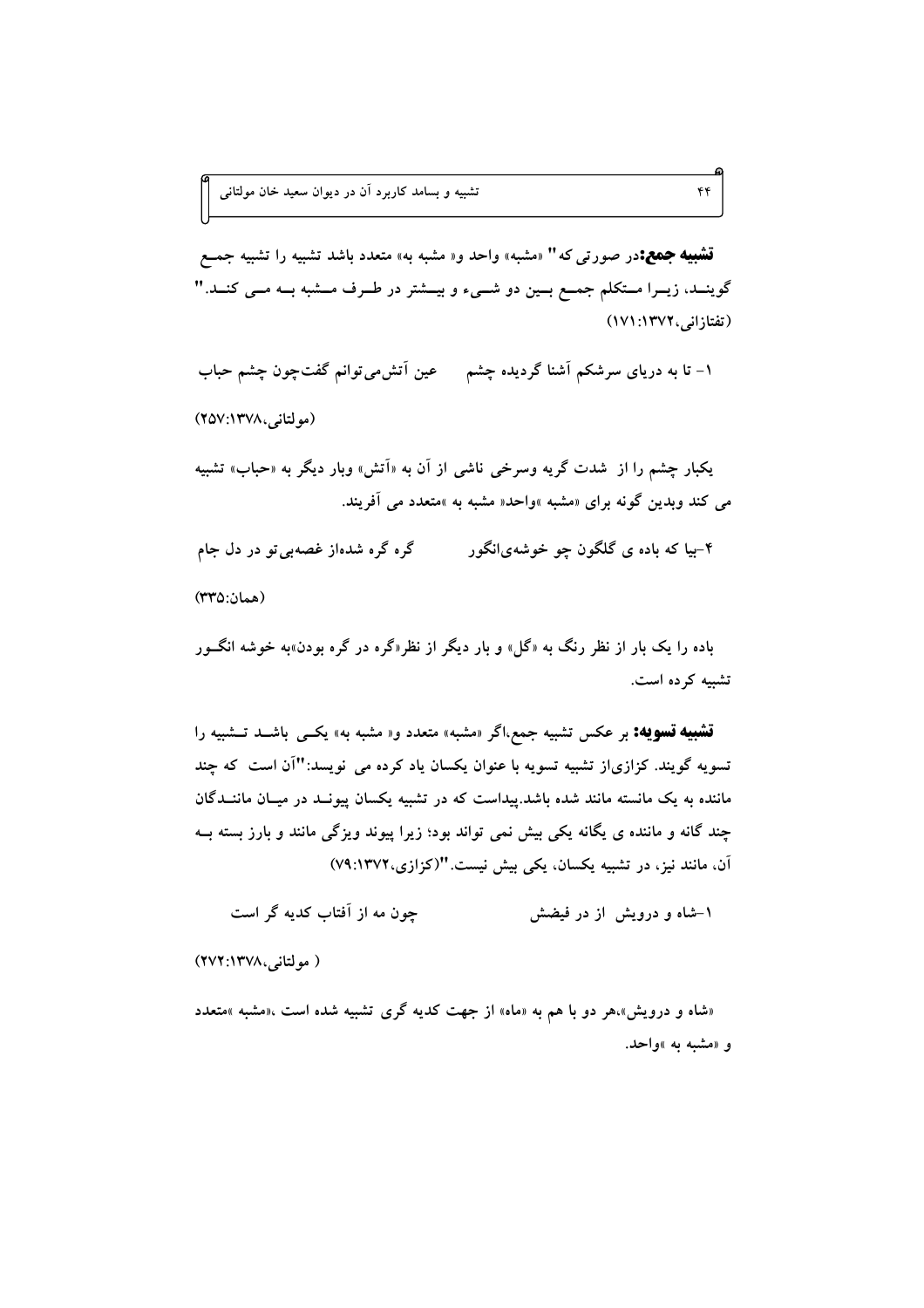**تشبیه جمع:** در صورتی که" «مشبه» واحد و« مشبه به» متعدد باشد تشبیه را تشبیه جمع گویند، زیرا متکلم جمع بین دو شیء و بیشتر در طرف مشبه به می کند." (تفتازانی،۱۳۷۲: ۱۷۱)

۱- تا به دریای سرشکم آشنا گردیده چشم    عین آتش‌می‌توانم گفت‌چون چشم حباب

(مولتانی،۱۳۷۸: ۲۵۷)

یکبار چشم را از شدت گریه وسرخی ناشی از آن به «آتش» وبار دیگر به «حباب» تشبیه می کند وبدین گونه برای «مشبه »واحد« مشبه به »متعدد می آفریند.

۴-بیا که باده ی گلگون چو خوشه‌یانگور    گره گره شده‌از غصه‌بی‌تو در دل جام

(همان: ۳۳۵)

باده را یک بار از نظر رنگ به «گل» و بار دیگر از نظر«گره در گره بودن»به خوشه انگور تشبیه کرده است.

**تشبیه تسویه:** بر عکس تشبیه جمع،اگر «مشبه» متعدد و« مشبه به» یکی باشد تشبیه را تسویه گویند. کزازی‌از تشبیه تسویه با عنوان یکسان یاد کرده می نویسد:"آن است که چند مانده به یک مانسته مانند شده باشد.پیداست که در تشبیه یکسان پیوند در میان ماننده‌گان چند گانه و ماننده ی یگانه یکی بیش نمی تواند بود؛ زیرا پیوند ویژگی مانند و بارز بسته به آن، مانند نیز، در تشبیه یکسان، یکی بیش نیست."(کزازی،۱۳۷۲: ۷۹)

۱-شاه و درویش از در فیضش    چون مه از آفتاب کدیه گر است

( مولتانی،۱۳۷۸: ۲۷۲)

«شاه و درویش»،هر دو با هم به «ماه» از جهت کدیه گری تشبیه شده است ،«مشبه »متعدد و «مشبه به »واحد.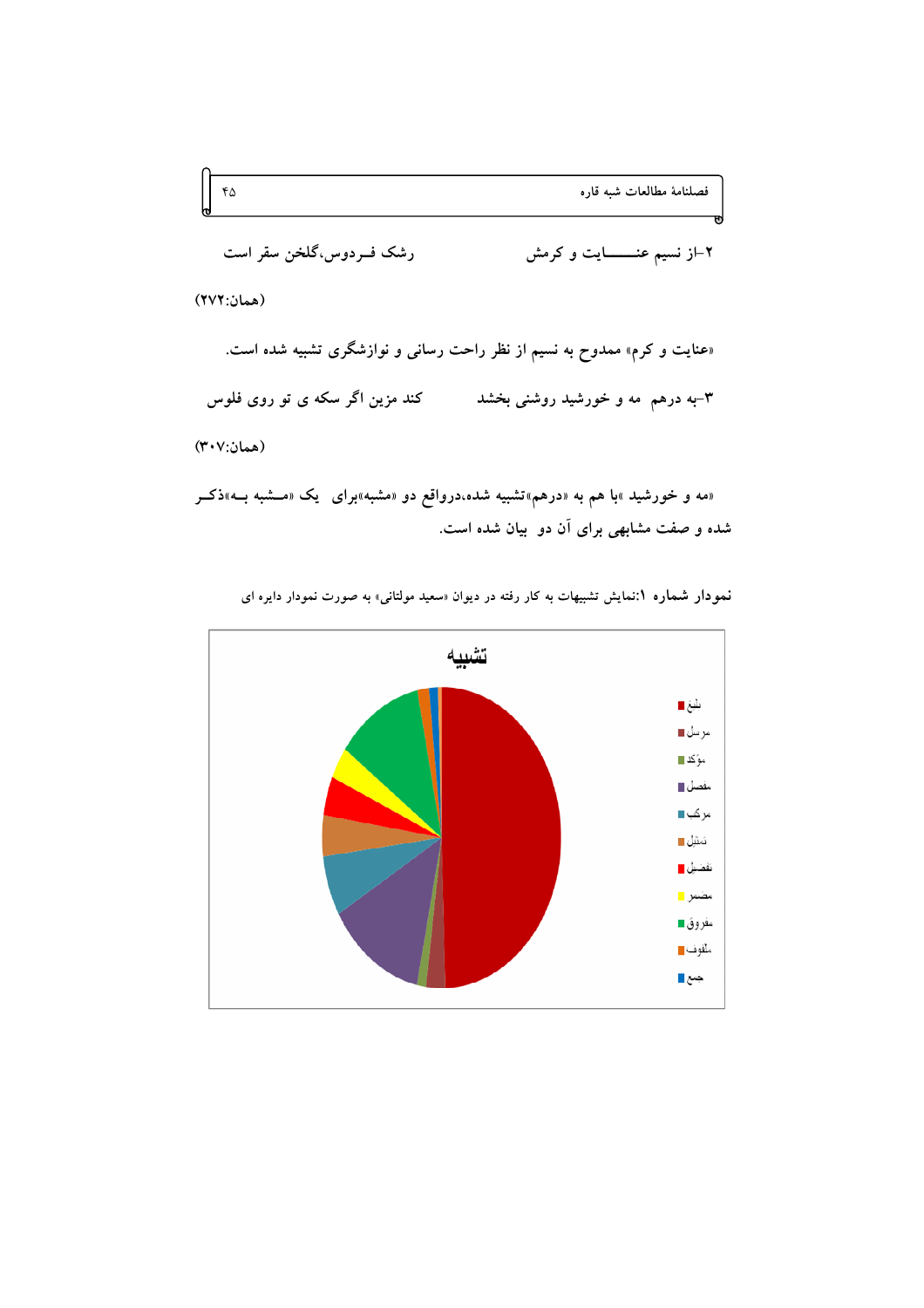۲-از نسیم عنـــــــایت و کرمش　　　　　رشک فـردوس،گلخن سقر است

(همان:۲۷۲)

«عنایت و کرم» ممدوح به نسیم از نظر راحت رسانی و نوازشگری تشبیه شده است.

۳-به درهم مه و خورشید روشنی بخشد　　　　　کند مزین اگر سکه ی تو روی فلوس

(همان:۳۰۷)

«مه و خورشید »با هم به «درهم»تشبیه شده،درواقع دو «مشبه»برای یک «مـــشبه بــه»ذکــر شده و صفت مشابهی برای آن دو بیان شده است.

**نمودار شماره ۱**:نمایش تشبیهات به کار رفته در دیوان «سعید مولتانی» به صورت نمودار دایره ای

تشبیه

بلیغ، مرسل، مؤکد، مفصل، مرکب، تمثیل، تفضیل، مضمر، مفروق، ملفوف، جمع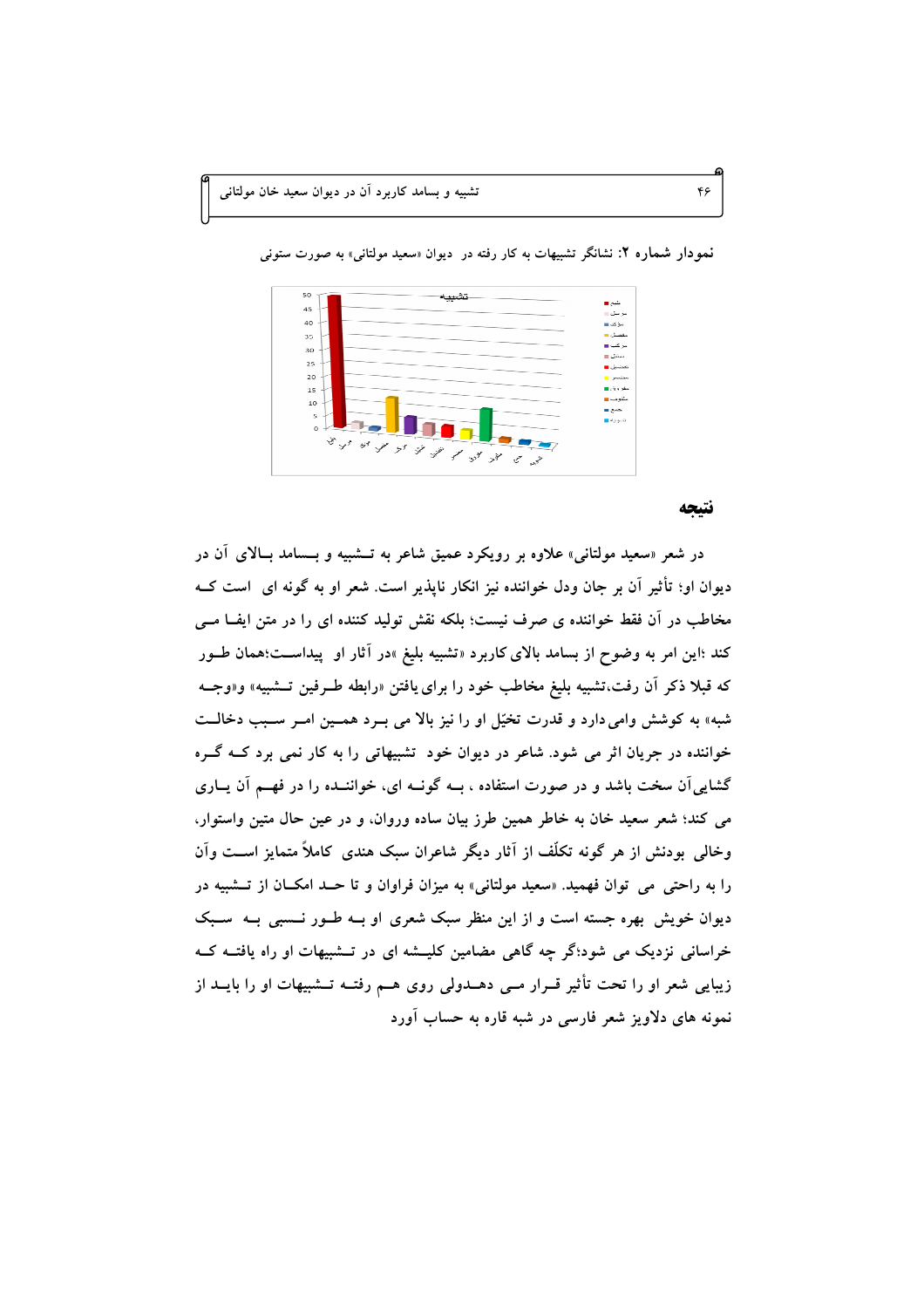نمودار شماره ۲: نشانگر تشبیهات به کار رفته در  دیوان «سعید مولتانی» به صورت ستونی

## نتیجه

در شعر «سعید مولتانی» علاوه بر رویکرد عمیق شاعر به تـشبیه و بـسامد بـالای آن در دیوان او؛ تأثیر آن بر جان ودل خواننده نیز انکار ناپذیر است. شعر او به گونه ای  است کـه مخاطب در آن فقط خواننده ی صرف نیست؛ بلکه نقش تولید کننده ای را در متن ایفـا مـی کند ؛این امر به وضوح از بسامد بالای کاربرد «تشبیه بلیغ »در آثار او  پیداسـت؛همان طـور که قبلا ذکر آن رفت،تشبیه بلیغ مخاطب خود را برای یافتن «رابطه طـرفین تـشبیه» و«وجـه شبه» به کوشش وامی دارد و قدرت تخیّل او را نیز بالا می بـرد همـین امـر سـبب دخالـت خواننده در جریان اثر می شود. شاعر در دیوان خود  تشبیهاتی را به کار نمی برد کـه گـره گشایی آن سخت باشد و در صورت استفاده ، بـه گونـه ای، خواننـده را در فهـم آن یـاری می کند؛ شعر سعید خان به خاطر همین طرز بیان ساده وروان، و در عین حال متین واستوار، وخالی  بودنش از هر گونه تکلّف از آثار دیگر شاعران سبک هندی  کاملاً متمایز اسـت وآن را به راحتی  می  توان فهمید. «سعید مولتانی» به میزان فراوان و تا حـد امکـان از تـشبیه در دیوان خویش  بهره جسته است و از این منظر سبک شعری او بـه طـور نـسبی  بـه  سـبک خراسانی نزدیک می شود؛گر چه گاهی مضامین کلیـشه ای در تـشبیهات او راه یافتـه کـه زیبایی شعر او را تحت تأثیر قـرار مـی دهـدولی روی هـم رفتـه تـشبیهات او را بایـد از نمونه های دلاویز شعر فارسی در شبه قاره به حساب آورد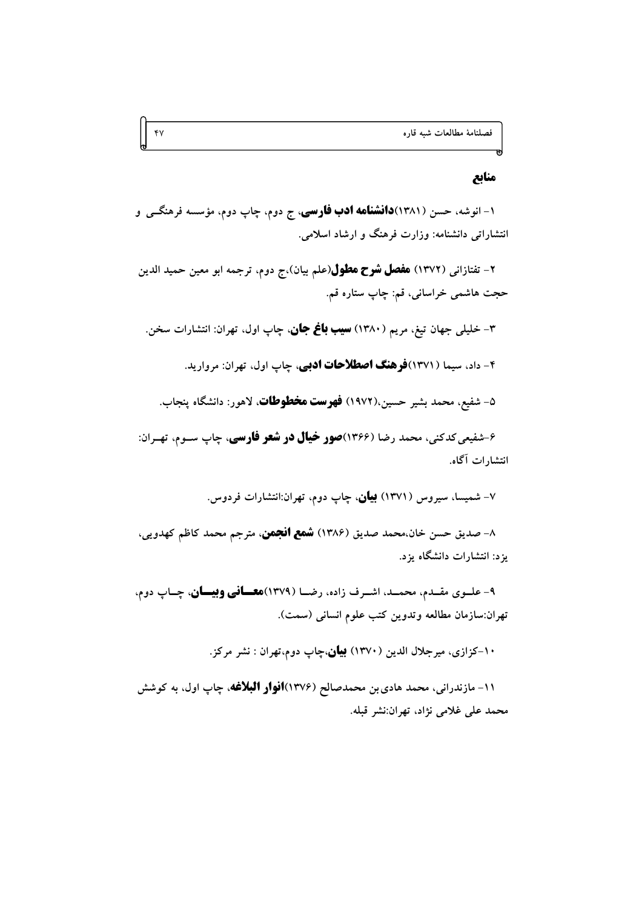## منابع

۱- انوشه، حسن (۱۳۸۱)**دانشنامه ادب فارسی**، ج دوم، چاپ دوم، مؤسسه فرهنگی و انتشاراتی دانشنامه: وزارت فرهنگ و ارشاد اسلامی.

۲- تفتازانی (۱۳۷۲) **مفصل شرح مطول**(علم بیان)،ج دوم، ترجمه ابو معین حمید الدین حجت هاشمی خراسانی، قم: چاپ ستاره قم.

۳- خلیلی جهان تیغ، مریم (۱۳۸۰) **سیب باغ جان**، چاپ اول، تهران: انتشارات سخن.

۴- داد، سیما (۱۳۷۱)**فرهنگ اصطلاحات ادبی**، چاپ اول، تهران: مروارید.

۵- شفیع، محمد بشیر حسین،(۱۹۷۲) **فهرست مخطوطات**، لاهور: دانشگاه پنجاب.

۶-شفیعی کدکنی، محمد رضا (۱۳۶۶)**صور خیال در شعر فارسی**، چاپ سوم، تهران: انتشارات آگاه.

۷- شمیسا، سیروس (۱۳۷۱) **بیان**، چاپ دوم، تهران:انتشارات فردوس.

۸- صدیق حسن خان،محمد صدیق (۱۳۸۶) **شمع انجمن**، مترجم محمد کاظم کهدویی، یزد: انتشارات دانشگاه یزد.

۹- علوی مقدم، محمد، اشرف زاده، رضا (۱۳۷۹)**معانی وبیان**، چاپ دوم، تهران:سازمان مطالعه وتدوین کتب علوم انسانی (سمت).

۱۰-کزازی، میرجلال الدین (۱۳۷۰) **بیان**،چاپ دوم،تهران : نشر مرکز.

۱۱- مازندرانی، محمد هادی بن محمدصالح (۱۳۷۶)**انوار البلاغه**، چاپ اول، به کوشش محمد علی غلامی نژاد، تهران:نشر قبله.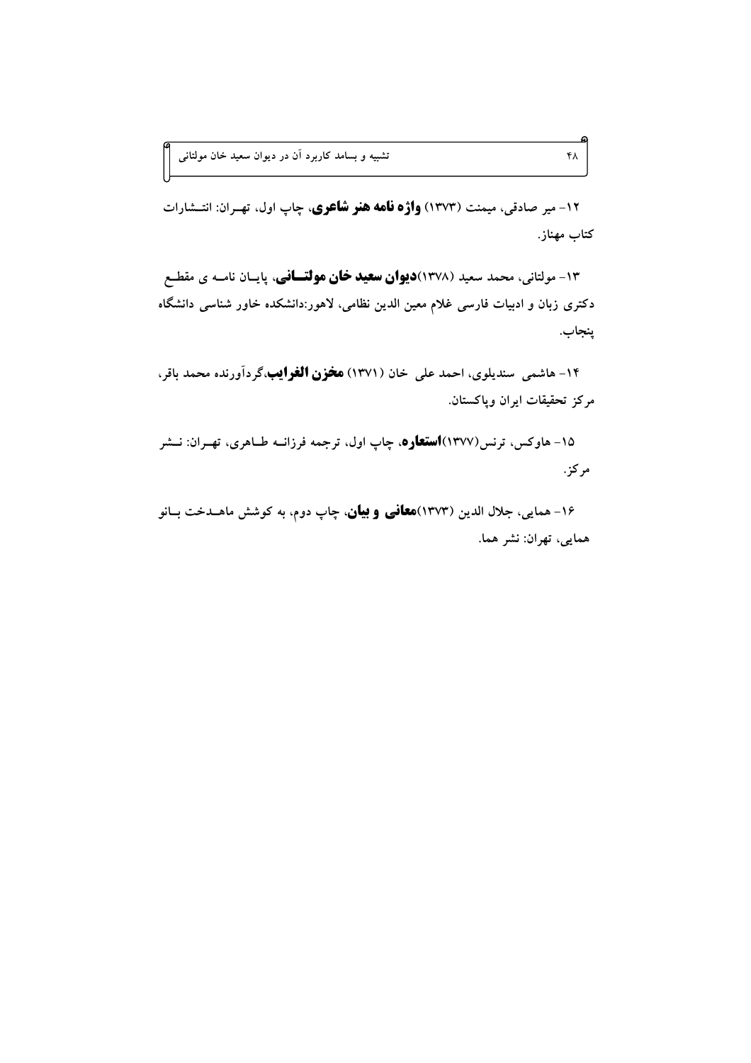۱۲- میر صادقی، میمنت (۱۳۷۳) **واژه نامه هنر شاعری**، چاپ اول، تهـران: انتـشارات کتاب مهناز.

۱۳- مولتانی، محمد سعید (۱۳۷۸)**دیوان سعید خان مولتـانی**، پایـان نامـه ی مقطـع دکتری زبان و ادبیات فارسی غلام معین الدین نظامی، لاهور:دانشکده خاور شناسی دانشگاه پنجاب.

۱۴- هاشمی سندیلوی، احمد علی خان (۱۳۷۱) **مخزن الغرایب**،گردآورنده محمد باقر، مرکز تحقیقات ایران وپاکستان.

۱۵- هاوکس، ترنس(۱۳۷۷)**استعاره**، چاپ اول، ترجمه فرزانـه طـاهری، تهـران: نــشر مرکز.

۱۶- همایی، جلال الدین (۱۳۷۳)**معانی و بیان**، چاپ دوم، به کوشش ماهـدخت بـانو همایی، تهران: نشر هما.